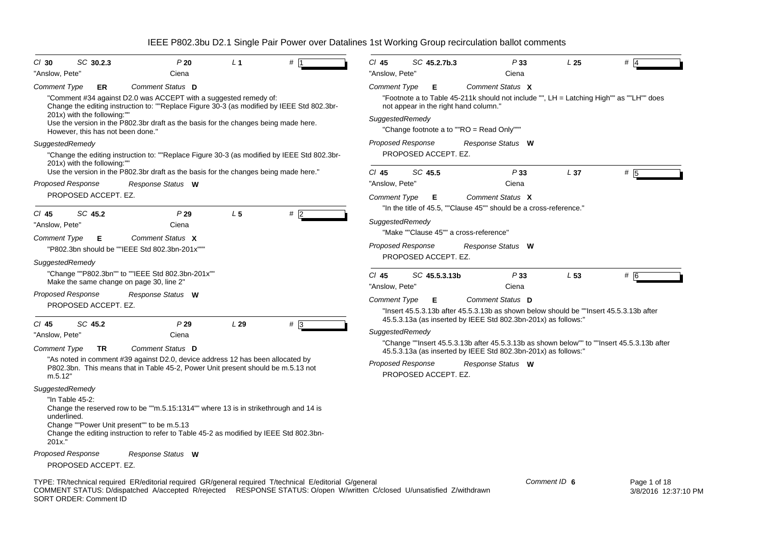# IEEE P802.3bu D2.1 Single Pair Power over Datalines 1st Working Group recirculation ballot comments

**Cl** 30 **SC** 30.2.3 **P** 20 **L** 1 **#** 1

"Anslow, Pete" Ciena

*Comment Type* **ER** *Comment Status* **D**

"Comment #34 against D2.0 was ACCEPT with a suggested remedy of:
Change the editing instruction to: ""Replace Figure 30-3 (as modified by IEEE Std 802.3br-201x) with the following:""
Use the version in the P802.3br draft as the basis for the changes being made here.
However, this has not been done."

*SuggestedRemedy*

"Change the editing instruction to: ""Replace Figure 30-3 (as modified by IEEE Std 802.3br-201x) with the following:""
Use the version in the P802.3br draft as the basis for the changes being made here."

*Proposed Response* *Response Status* **W**

PROPOSED ACCEPT. EZ.

---

**Cl** 45 **SC** 45.2 **P** 29 **L** 5 **#** 2

"Anslow, Pete" Ciena

*Comment Type* **E** *Comment Status* **X**

"P802.3bn should be ""IEEE Std 802.3bn-201x"""

*SuggestedRemedy*

"Change ""P802.3bn"" to ""IEEE Std 802.3bn-201x""
Make the same change on page 30, line 2"

*Proposed Response* *Response Status* **W**

PROPOSED ACCEPT. EZ.

---

**Cl** 45 **SC** 45.2 **P** 29 **L** 29 **#** 3

"Anslow, Pete" Ciena

*Comment Type* **TR** *Comment Status* **D**

"As noted in comment #39 against D2.0, device address 12 has been allocated by P802.3bn. This means that in Table 45-2, Power Unit present should be m.5.13 not m.5.12"

*SuggestedRemedy*

"In Table 45-2:
Change the reserved row to be ""m.5.15:1314"" where 13 is in strikethrough and 14 is underlined.
Change ""Power Unit present"" to be m.5.13
Change the editing instruction to refer to Table 45-2 as modified by IEEE Std 802.3bn-201x."

*Proposed Response* *Response Status* **W**

PROPOSED ACCEPT. EZ.

---

**Cl** 45 **SC** 45.2.7b.3 **P** 33 **L** 25 **#** 4

"Anslow, Pete" Ciena

*Comment Type* **E** *Comment Status* **X**

"Footnote a to Table 45-211k should not include "", LH = Latching High"" as ""LH"" does not appear in the right hand column."

*SuggestedRemedy*

"Change footnote a to ""RO = Read Only"""

*Proposed Response* *Response Status* **W**

PROPOSED ACCEPT. EZ.

---

**Cl** 45 **SC** 45.5 **P** 33 **L** 37 **#** 5

"Anslow, Pete" Ciena

*Comment Type* **E** *Comment Status* **X**

"In the title of 45.5, ""Clause 45"" should be a cross-reference."

*SuggestedRemedy*

"Make ""Clause 45"" a cross-reference"

*Proposed Response* *Response Status* **W**

PROPOSED ACCEPT. EZ.

---

**Cl** 45 **SC** 45.5.3.13b **P** 33 **L** 53 **#** 6

"Anslow, Pete" Ciena

*Comment Type* **E** *Comment Status* **D**

"Insert 45.5.3.13b after 45.5.3.13b as shown below should be ""Insert 45.5.3.13b after 45.5.3.13a (as inserted by IEEE Std 802.3bn-201x) as follows:"

*SuggestedRemedy*

"Change ""Insert 45.5.3.13b after 45.5.3.13b as shown below"" to ""Insert 45.5.3.13b after 45.5.3.13a (as inserted by IEEE Std 802.3bn-201x) as follows:"

*Proposed Response* *Response Status* **W**

PROPOSED ACCEPT. EZ.

---

TYPE: TR/technical required ER/editorial required GR/general required T/technical E/editorial G/general
COMMENT STATUS: D/dispatched A/accepted R/rejected RESPONSE STATUS: O/open W/written C/closed U/unsatisfied Z/withdrawn
SORT ORDER: Comment ID

Comment ID 6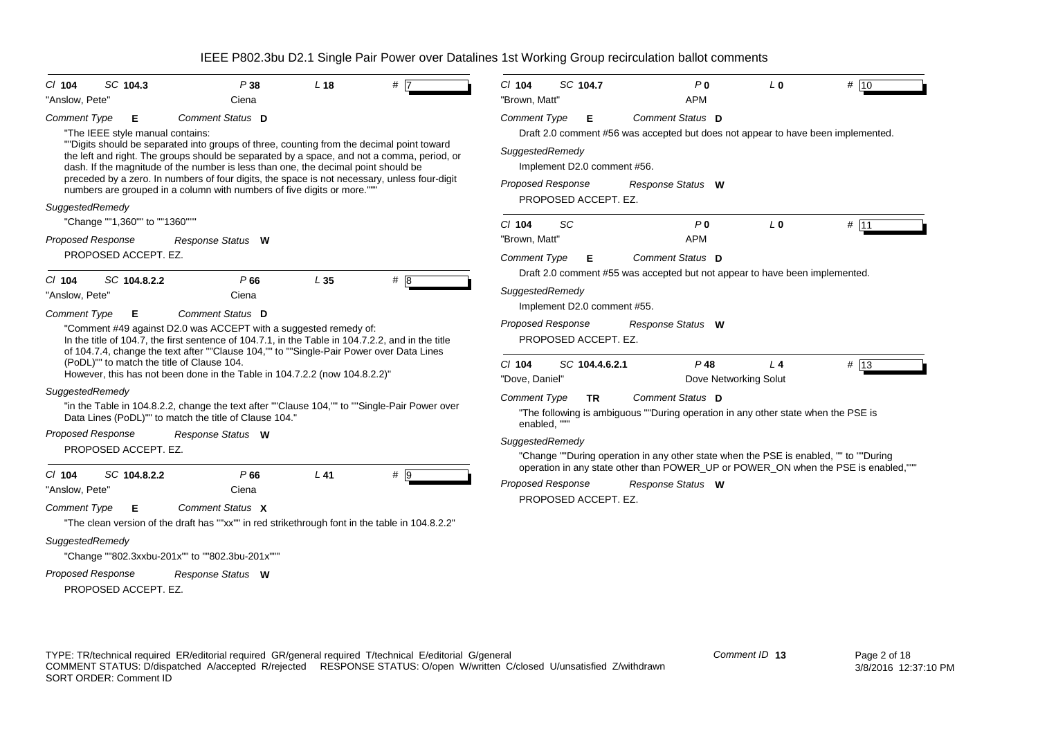| Cl 104 | SC 104.3 | P 38 | L 18 | # 7 |
|---|---|---|---|---|
| "Anslow, Pete" | | Ciena | | |

*Comment Type* **E** *Comment Status* **D**

"The IEEE style manual contains:
""Digits should be separated into groups of three, counting from the decimal point toward the left and right. The groups should be separated by a space, and not a comma, period, or dash. If the magnitude of the number is less than one, the decimal point should be preceded by a zero. In numbers of four digits, the space is not necessary, unless four-digit numbers are grouped in a column with numbers of five digits or more."""

*SuggestedRemedy*

"Change ""1,360"" to ""1360"""

*Proposed Response* *Response Status* **W**

PROPOSED ACCEPT. EZ.

---

| Cl 104 | SC 104.8.2.2 | P 66 | L 35 | # 8 |
|---|---|---|---|---|
| "Anslow, Pete" | | Ciena | | |

*Comment Type* **E** *Comment Status* **D**

"Comment #49 against D2.0 was ACCEPT with a suggested remedy of:
In the title of 104.7, the first sentence of 104.7.1, in the Table in 104.7.2.2, and in the title of 104.7.4, change the text after ""Clause 104,"" to ""Single-Pair Power over Data Lines (PoDL)"" to match the title of Clause 104.
However, this has not been done in the Table in 104.7.2.2 (now 104.8.2.2)"

*SuggestedRemedy*

"in the Table in 104.8.2.2, change the text after ""Clause 104,"" to ""Single-Pair Power over Data Lines (PoDL)"" to match the title of Clause 104."

*Proposed Response* *Response Status* **W**

PROPOSED ACCEPT. EZ.

---

| Cl 104 | SC 104.8.2.2 | P 66 | L 41 | # 9 |
|---|---|---|---|---|
| "Anslow, Pete" | | Ciena | | |

*Comment Type* **E** *Comment Status* **X**

"The clean version of the draft has ""xx"" in red strikethrough font in the table in 104.8.2.2"

*SuggestedRemedy*

"Change ""802.3xxbu-201x"" to ""802.3bu-201x"""

*Proposed Response* *Response Status* **W**

PROPOSED ACCEPT. EZ.

---

| Cl 104 | SC 104.7 | P 0 | L 0 | # 10 |
|---|---|---|---|---|
| "Brown, Matt" | | APM | | |

*Comment Type* **E** *Comment Status* **D**

Draft 2.0 comment #56 was accepted but does not appear to have been implemented.

*SuggestedRemedy*

Implement D2.0 comment #56.

*Proposed Response* *Response Status* **W**

PROPOSED ACCEPT. EZ.

---

| Cl 104 | SC | P 0 | L 0 | # 11 |
|---|---|---|---|---|
| "Brown, Matt" | | APM | | |

*Comment Type* **E** *Comment Status* **D**

Draft 2.0 comment #55 was accepted but not appear to have been implemented.

*SuggestedRemedy*

Implement D2.0 comment #55.

*Proposed Response* *Response Status* **W**

PROPOSED ACCEPT. EZ.

---

| Cl 104 | SC 104.4.6.2.1 | P 48 | L 4 | # 13 |
|---|---|---|---|---|
| "Dove, Daniel" | | Dove Networking Solut | | |

*Comment Type* **TR** *Comment Status* **D**

"The following is ambiguous ""During operation in any other state when the PSE is enabled, """

*SuggestedRemedy*

"Change ""During operation in any other state when the PSE is enabled, "" to ""During operation in any state other than POWER_UP or POWER_ON when the PSE is enabled,"""

*Proposed Response* *Response Status* **W**

PROPOSED ACCEPT. EZ.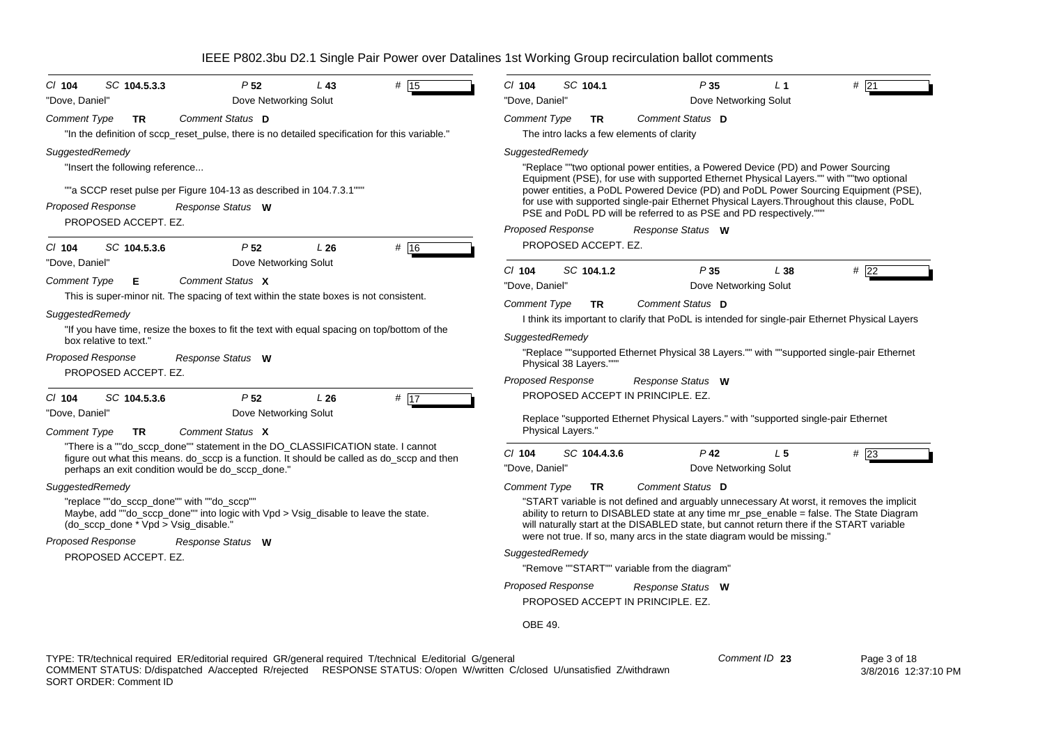IEEE P802.3bu D2.1 Single Pair Power over Datalines 1st Working Group recirculation ballot comments

---

**Cl** 104 **SC** 104.5.3.3 **P** 52 **L** 43 **#** 15

"Dove, Daniel" Dove Networking Solut

*Comment Type* **TR** *Comment Status* **D**

"In the definition of sccp_reset_pulse, there is no detailed specification for this variable."

*SuggestedRemedy*

"Insert the following reference...

""a SCCP reset pulse per Figure 104-13 as described in 104.7.3.1"""

*Proposed Response* *Response Status* **W**

PROPOSED ACCEPT. EZ.

---

**Cl** 104 **SC** 104.5.3.6 **P** 52 **L** 26 **#** 16

"Dove, Daniel" Dove Networking Solut

*Comment Type* **E** *Comment Status* **X**

This is super-minor nit. The spacing of text within the state boxes is not consistent.

*SuggestedRemedy*

"If you have time, resize the boxes to fit the text with equal spacing on top/bottom of the box relative to text."

*Proposed Response* *Response Status* **W**

PROPOSED ACCEPT. EZ.

---

**Cl** 104 **SC** 104.5.3.6 **P** 52 **L** 26 **#** 17

"Dove, Daniel" Dove Networking Solut

*Comment Type* **TR** *Comment Status* **X**

"There is a ""do_sccp_done"" statement in the DO_CLASSIFICATION state. I cannot figure out what this means. do_sccp is a function. It should be called as do_sccp and then perhaps an exit condition would be do_sccp_done."

*SuggestedRemedy*

"replace ""do_sccp_done"" with ""do_sccp""
Maybe, add ""do_sccp_done"" into logic with Vpd > Vsig_disable to leave the state. (do_sccp_done * Vpd > Vsig_disable."

*Proposed Response* *Response Status* **W**

PROPOSED ACCEPT. EZ.

---

**Cl** 104 **SC** 104.1 **P** 35 **L** 1 **#** 21

"Dove, Daniel" Dove Networking Solut

*Comment Type* **TR** *Comment Status* **D**

The intro lacks a few elements of clarity

*SuggestedRemedy*

"Replace ""two optional power entities, a Powered Device (PD) and Power Sourcing Equipment (PSE), for use with supported Ethernet Physical Layers."" with ""two optional power entities, a PoDL Powered Device (PD) and PoDL Power Sourcing Equipment (PSE), for use with supported single-pair Ethernet Physical Layers.Throughout this clause, PoDL PSE and PoDL PD will be referred to as PSE and PD respectively."""

*Proposed Response* *Response Status* **W**

PROPOSED ACCEPT. EZ.

---

**Cl** 104 **SC** 104.1.2 **P** 35 **L** 38 **#** 22

"Dove, Daniel" Dove Networking Solut

*Comment Type* **TR** *Comment Status* **D**

I think its important to clarify that PoDL is intended for single-pair Ethernet Physical Layers

*SuggestedRemedy*

"Replace ""supported Ethernet Physical 38 Layers."" with ""supported single-pair Ethernet Physical 38 Layers."""

*Proposed Response* *Response Status* **W**

PROPOSED ACCEPT IN PRINCIPLE. EZ.

Replace "supported Ethernet Physical Layers." with "supported single-pair Ethernet Physical Layers."

---

**Cl** 104 **SC** 104.4.3.6 **P** 42 **L** 5 **#** 23

"Dove, Daniel" Dove Networking Solut

*Comment Type* **TR** *Comment Status* **D**

"START variable is not defined and arguably unnecessary At worst, it removes the implicit ability to return to DISABLED state at any time mr_pse_enable = false. The State Diagram will naturally start at the DISABLED state, but cannot return there if the START variable were not true. If so, many arcs in the state diagram would be missing."

*SuggestedRemedy*

"Remove ""START"" variable from the diagram"

*Proposed Response* *Response Status* **W**

PROPOSED ACCEPT IN PRINCIPLE. EZ.

OBE 49.

---

TYPE: TR/technical required ER/editorial required GR/general required T/technical E/editorial G/general
COMMENT STATUS: D/dispatched A/accepted R/rejected RESPONSE STATUS: O/open W/written C/closed U/unsatisfied Z/withdrawn
SORT ORDER: Comment ID

Comment ID 23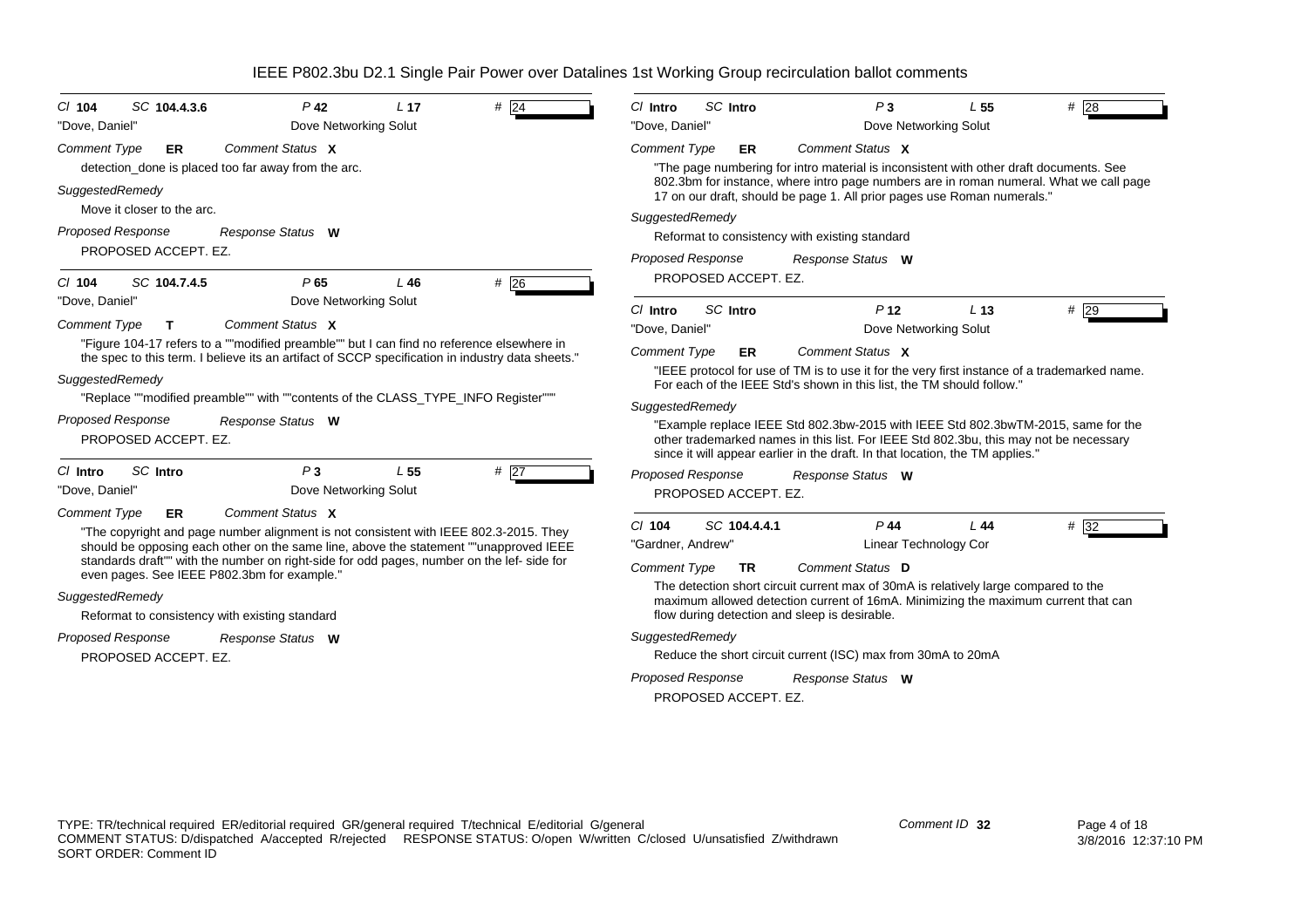# IEEE P802.3bu D2.1 Single Pair Power over Datalines 1st Working Group recirculation ballot comments

---

*Cl* **104** *SC* **104.4.3.6** *P* **42** *L* **17** # **24**

"Dove, Daniel" Dove Networking Solut

*Comment Type* **ER** *Comment Status* **X**

detection_done is placed too far away from the arc.

*SuggestedRemedy*

Move it closer to the arc.

*Proposed Response* *Response Status* **W**

PROPOSED ACCEPT. EZ.

---

*Cl* **104** *SC* **104.7.4.5** *P* **65** *L* **46** # **26**

"Dove, Daniel" Dove Networking Solut

*Comment Type* **T** *Comment Status* **X**

"Figure 104-17 refers to a ""modified preamble"" but I can find no reference elsewhere in the spec to this term. I believe its an artifact of SCCP specification in industry data sheets."

*SuggestedRemedy*

"Replace ""modified preamble"" with ""contents of the CLASS_TYPE_INFO Register"""

*Proposed Response* *Response Status* **W**

PROPOSED ACCEPT. EZ.

---

*Cl* **Intro** *SC* **Intro** *P* **3** *L* **55** # **27**

"Dove, Daniel" Dove Networking Solut

*Comment Type* **ER** *Comment Status* **X**

"The copyright and page number alignment is not consistent with IEEE 802.3-2015. They should be opposing each other on the same line, above the statement ""unapproved IEEE standards draft"" with the number on right-side for odd pages, number on the lef- side for even pages. See IEEE P802.3bm for example."

*SuggestedRemedy*

Reformat to consistency with existing standard

*Proposed Response* *Response Status* **W**

PROPOSED ACCEPT. EZ.

---

*Cl* **Intro** *SC* **Intro** *P* **3** *L* **55** # **28**

"Dove, Daniel" Dove Networking Solut

*Comment Type* **ER** *Comment Status* **X**

"The page numbering for intro material is inconsistent with other draft documents. See 802.3bm for instance, where intro page numbers are in roman numeral. What we call page 17 on our draft, should be page 1. All prior pages use Roman numerals."

*SuggestedRemedy*

Reformat to consistency with existing standard

*Proposed Response* *Response Status* **W**

PROPOSED ACCEPT. EZ.

---

*Cl* **Intro** *SC* **Intro** *P* **12** *L* **13** # **29**

"Dove, Daniel" Dove Networking Solut

*Comment Type* **ER** *Comment Status* **X**

"IEEE protocol for use of TM is to use it for the very first instance of a trademarked name. For each of the IEEE Std's shown in this list, the TM should follow."

*SuggestedRemedy*

"Example replace IEEE Std 802.3bw-2015 with IEEE Std 802.3bwTM-2015, same for the other trademarked names in this list. For IEEE Std 802.3bu, this may not be necessary since it will appear earlier in the draft. In that location, the TM applies."

*Proposed Response* *Response Status* **W**

PROPOSED ACCEPT. EZ.

---

*Cl* **104** *SC* **104.4.4.1** *P* **44** *L* **44** # **32**

"Gardner, Andrew" Linear Technology Cor

*Comment Type* **TR** *Comment Status* **D**

The detection short circuit current max of 30mA is relatively large compared to the maximum allowed detection current of 16mA. Minimizing the maximum current that can flow during detection and sleep is desirable.

*SuggestedRemedy*

Reduce the short circuit current (ISC) max from 30mA to 20mA

*Proposed Response* *Response Status* **W**

PROPOSED ACCEPT. EZ.

---

TYPE: TR/technical required ER/editorial required GR/general required T/technical E/editorial G/general
COMMENT STATUS: D/dispatched A/accepted R/rejected RESPONSE STATUS: O/open W/written C/closed U/unsatisfied Z/withdrawn
SORT ORDER: Comment ID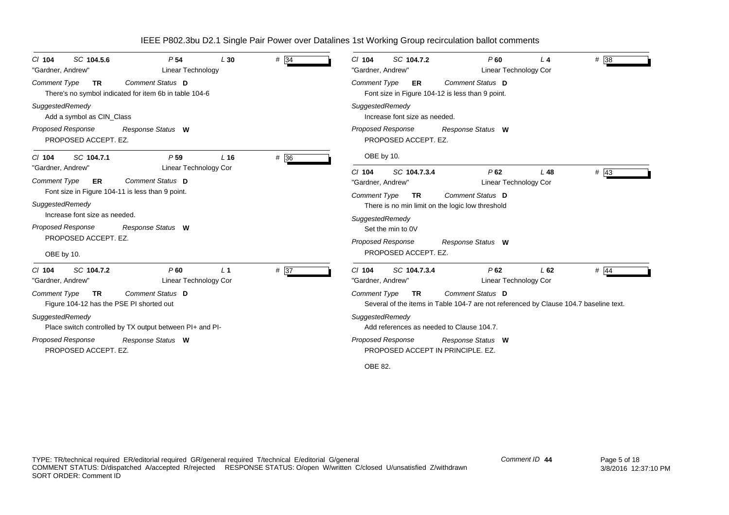**Cl** 104 **SC** 104.5.6 **P** 54 **L** 30 **#** 34

"Gardner, Andrew" — Linear Technology

*Comment Type* **TR** *Comment Status* **D**

There's no symbol indicated for item 6b in table 104-6

*SuggestedRemedy*

Add a symbol as CIN_Class

*Proposed Response* *Response Status* **W**

PROPOSED ACCEPT. EZ.

---

**Cl** 104 **SC** 104.7.1 **P** 59 **L** 16 **#** 36

"Gardner, Andrew" — Linear Technology Cor

*Comment Type* **ER** *Comment Status* **D**

Font size in Figure 104-11 is less than 9 point.

*SuggestedRemedy*

Increase font size as needed.

*Proposed Response* *Response Status* **W**

PROPOSED ACCEPT. EZ.

OBE by 10.

---

**Cl** 104 **SC** 104.7.2 **P** 60 **L** 1 **#** 37

"Gardner, Andrew" — Linear Technology Cor

*Comment Type* **TR** *Comment Status* **D**

Figure 104-12 has the PSE PI shorted out

*SuggestedRemedy*

Place switch controlled by TX output between PI+ and PI-

*Proposed Response* *Response Status* **W**

PROPOSED ACCEPT. EZ.

---

**Cl** 104 **SC** 104.7.2 **P** 60 **L** 4 **#** 38

"Gardner, Andrew" — Linear Technology Cor

*Comment Type* **ER** *Comment Status* **D**

Font size in Figure 104-12 is less than 9 point.

*SuggestedRemedy*

Increase font size as needed.

*Proposed Response* *Response Status* **W**

PROPOSED ACCEPT. EZ.

OBE by 10.

---

**Cl** 104 **SC** 104.7.3.4 **P** 62 **L** 48 **#** 43

"Gardner, Andrew" — Linear Technology Cor

*Comment Type* **TR** *Comment Status* **D**

There is no min limit on the logic low threshold

*SuggestedRemedy*

Set the min to 0V

*Proposed Response* *Response Status* **W**

PROPOSED ACCEPT. EZ.

---

**Cl** 104 **SC** 104.7.3.4 **P** 62 **L** 62 **#** 44

"Gardner, Andrew" — Linear Technology Cor

*Comment Type* **TR** *Comment Status* **D**

Several of the items in Table 104-7 are not referenced by Clause 104.7 baseline text.

*SuggestedRemedy*

Add references as needed to Clause 104.7.

*Proposed Response* *Response Status* **W**

PROPOSED ACCEPT IN PRINCIPLE. EZ.

OBE 82.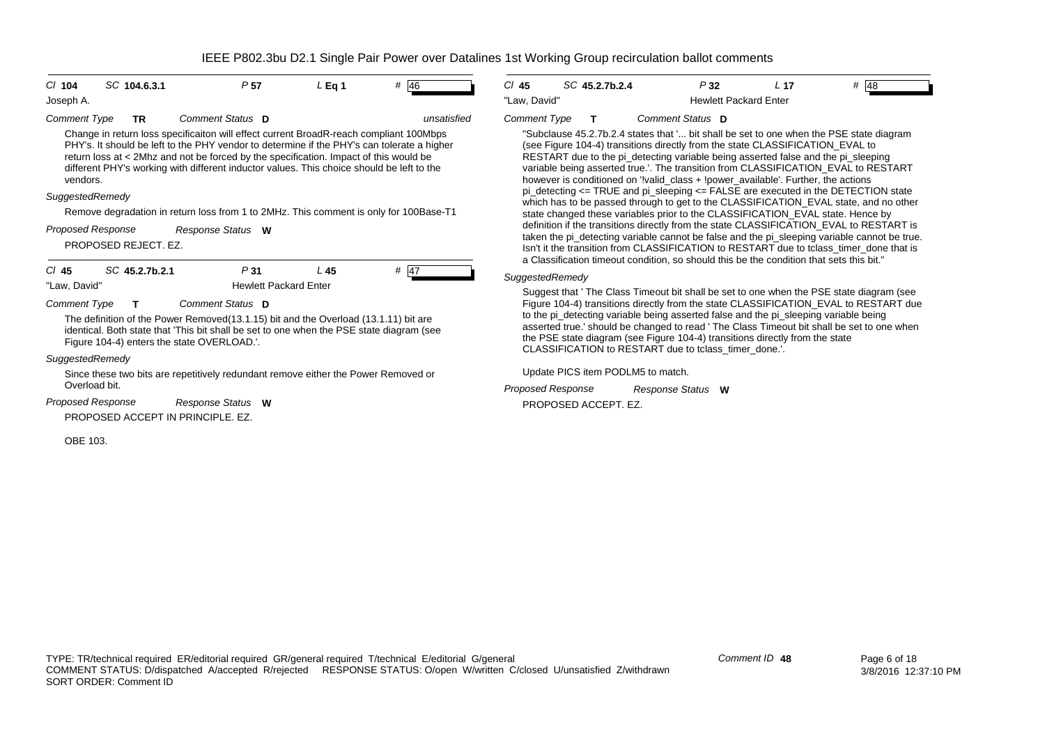**Cl** 104 **SC** 104.6.3.1 **P** 57 **L** Eq 1 **#** 46

Joseph A.

*Comment Type* **TR** *Comment Status* **D** *unsatisfied*

Change in return loss specificaiton will effect current BroadR-reach compliant 100Mbps PHY's. It should be left to the PHY vendor to determine if the PHY's can tolerate a higher return loss at < 2Mhz and not be forced by the specification. Impact of this would be different PHY's working with different inductor values. This choice should be left to the vendors.

*SuggestedRemedy*

Remove degradation in return loss from 1 to 2MHz. This comment is only for 100Base-T1

*Proposed Response* *Response Status* **W**

PROPOSED REJECT. EZ.

---

**Cl** 45 **SC** 45.2.7b.2.1 **P** 31 **L** 45 **#** 47

"Law, David" Hewlett Packard Enter

*Comment Type* **T** *Comment Status* **D**

The definition of the Power Removed(13.1.15) bit and the Overload (13.1.11) bit are identical. Both state that 'This bit shall be set to one when the PSE state diagram (see Figure 104-4) enters the state OVERLOAD.'.

*SuggestedRemedy*

Since these two bits are repetitively redundant remove either the Power Removed or Overload bit.

*Proposed Response* *Response Status* **W**

PROPOSED ACCEPT IN PRINCIPLE. EZ.

OBE 103.

---

**Cl** 45 **SC** 45.2.7b.2.4 **P** 32 **L** 17 **#** 48

"Law, David" Hewlett Packard Enter

*Comment Type* **T** *Comment Status* **D**

"Subclause 45.2.7b.2.4 states that '... bit shall be set to one when the PSE state diagram (see Figure 104-4) transitions directly from the state CLASSIFICATION_EVAL to RESTART due to the pi_detecting variable being asserted false and the pi_sleeping variable being asserted true.'. The transition from CLASSIFICATION_EVAL to RESTART however is conditioned on '!valid_class + !power_available'. Further, the actions pi_detecting <= TRUE and pi_sleeping <= FALSE are executed in the DETECTION state which has to be passed through to get to the CLASSIFICATION_EVAL state, and no other state changed these variables prior to the CLASSIFICATION_EVAL state. Hence by definition if the transitions directly from the state CLASSIFICATION_EVAL to RESTART is taken the pi_detecting variable cannot be false and the pi_sleeping variable cannot be true. Isn't it the transition from CLASSIFICATION to RESTART due to tclass_timer_done that is a Classification timeout condition, so should this be the condition that sets this bit."

*SuggestedRemedy*

Suggest that ' The Class Timeout bit shall be set to one when the PSE state diagram (see Figure 104-4) transitions directly from the state CLASSIFICATION_EVAL to RESTART due to the pi_detecting variable being asserted false and the pi_sleeping variable being asserted true.' should be changed to read ' The Class Timeout bit shall be set to one when the PSE state diagram (see Figure 104-4) transitions directly from the state CLASSIFICATION to RESTART due to tclass_timer_done.'.

Update PICS item PODLM5 to match.

*Proposed Response* *Response Status* **W**

PROPOSED ACCEPT. EZ.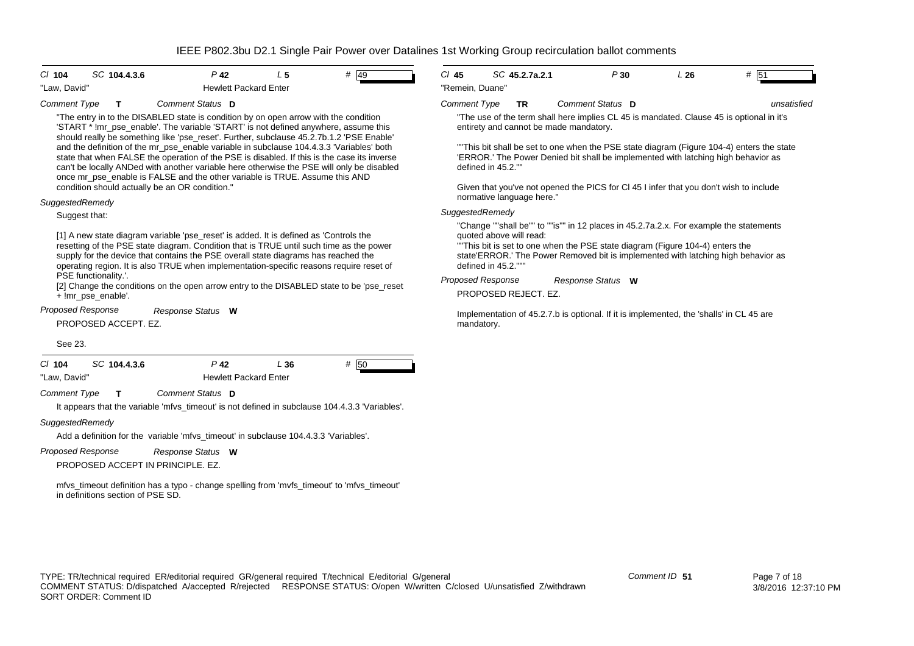**Cl 104 SC 104.4.3.6 P 42 L 5 # 49**

"Law, David" — Hewlett Packard Enter

*Comment Type* **T** *Comment Status* **D**

"The entry in to the DISABLED state is condition by on open arrow with the condition 'START * !mr_pse_enable'. The variable 'START' is not defined anywhere, assume this should really be something like 'pse_reset'. Further, subclause 45.2.7b.1.2 'PSE Enable' and the definition of the mr_pse_enable variable in subclause 104.4.3.3 'Variables' both state that when FALSE the operation of the PSE is disabled. If this is the case its inverse can't be locally ANDed with another variable here otherwise the PSE will only be disabled once mr_pse_enable is FALSE and the other variable is TRUE. Assume this AND condition should actually be an OR condition."

*SuggestedRemedy*

Suggest that:

[1] A new state diagram variable 'pse_reset' is added. It is defined as 'Controls the resetting of the PSE state diagram. Condition that is TRUE until such time as the power supply for the device that contains the PSE overall state diagrams has reached the operating region. It is also TRUE when implementation-specific reasons require reset of PSE functionality.'.

[2] Change the conditions on the open arrow entry to the DISABLED state to be 'pse_reset + !mr_pse_enable'.

*Proposed Response* *Response Status* **W**

PROPOSED ACCEPT. EZ.

See 23.

---

**Cl 104 SC 104.4.3.6 P 42 L 36 # 50**

"Law, David" — Hewlett Packard Enter

*Comment Type* **T** *Comment Status* **D**

It appears that the variable 'mfvs_timeout' is not defined in subclause 104.4.3.3 'Variables'.

*SuggestedRemedy*

Add a definition for the variable 'mfvs_timeout' in subclause 104.4.3.3 'Variables'.

*Proposed Response* *Response Status* **W**

PROPOSED ACCEPT IN PRINCIPLE. EZ.

mfvs_timeout definition has a typo - change spelling from 'mvfs_timeout' to 'mfvs_timeout' in definitions section of PSE SD.

---

**Cl 45 SC 45.2.7a.2.1 P 30 L 26 # 51**

"Remein, Duane"

*Comment Type* **TR** *Comment Status* **D** *unsatisfied*

"The use of the term shall here implies CL 45 is mandated. Clause 45 is optional in it's entirety and cannot be made mandatory.

""This bit shall be set to one when the PSE state diagram (Figure 104-4) enters the state 'ERROR.' The Power Denied bit shall be implemented with latching high behavior as defined in 45.2.""

Given that you've not opened the PICS for Cl 45 I infer that you don't wish to include normative language here."

*SuggestedRemedy*

"Change ""shall be"" to ""is"" in 12 places in 45.2.7a.2.x. For example the statements quoted above will read:

""This bit is set to one when the PSE state diagram (Figure 104-4) enters the state'ERROR.' The Power Removed bit is implemented with latching high behavior as defined in 45.2.""""

*Proposed Response* *Response Status* **W**

PROPOSED REJECT. EZ.

Implementation of 45.2.7.b is optional. If it is implemented, the 'shalls' in CL 45 are mandatory.

---

TYPE: TR/technical required ER/editorial required GR/general required T/technical E/editorial G/general
COMMENT STATUS: D/dispatched A/accepted R/rejected RESPONSE STATUS: O/open W/written C/closed U/unsatisfied Z/withdrawn
SORT ORDER: Comment ID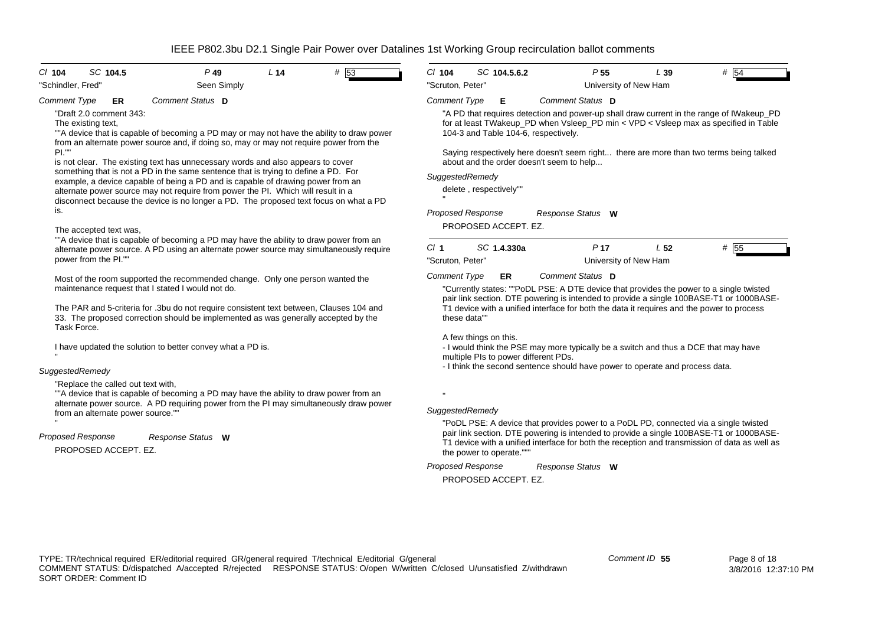# IEEE P802.3bu D2.1 Single Pair Power over Datalines 1st Working Group recirculation ballot comments

**Cl** 104 **SC** 104.5 **P** 49 **L** 14 **#** 53

"Schindler, Fred" Seen Simply

*Comment Type* **ER** *Comment Status* **D**

"Draft 2.0 comment 343:
The existing text,
""A device that is capable of becoming a PD may or may not have the ability to draw power from an alternate power source and, if doing so, may or may not require power from the PI.""
is not clear. The existing text has unnecessary words and also appears to cover something that is not a PD in the same sentence that is trying to define a PD. For example, a device capable of being a PD and is capable of drawing power from an alternate power source may not require from power the PI. Which will result in a disconnect because the device is no longer a PD. The proposed text focus on what a PD is.

The accepted text was,
""A device that is capable of becoming a PD may have the ability to draw power from an alternate power source. A PD using an alternate power source may simultaneously require power from the PI.""

Most of the room supported the recommended change. Only one person wanted the maintenance request that I stated I would not do.

The PAR and 5-criteria for .3bu do not require consistent text between, Clauses 104 and 33. The proposed correction should be implemented as was generally accepted by the Task Force.

I have updated the solution to better convey what a PD is.
"

*SuggestedRemedy*

"Replace the called out text with,
""A device that is capable of becoming a PD may have the ability to draw power from an alternate power source. A PD requiring power from the PI may simultaneously draw power from an alternate power source.""
"

*Proposed Response* *Response Status* **W**

PROPOSED ACCEPT. EZ.

---

**Cl** 104 **SC** 104.5.6.2 **P** 55 **L** 39 **#** 54

"Scruton, Peter" University of New Ham

*Comment Type* **E** *Comment Status* **D**

"A PD that requires detection and power-up shall draw current in the range of IWakeup_PD for at least TWakeup_PD when Vsleep_PD min < VPD < Vsleep max as specified in Table 104-3 and Table 104-6, respectively.

Saying respectively here doesn't seem right... there are more than two terms being talked about and the order doesn't seem to help...

*SuggestedRemedy*

delete , respectively""
"

*Proposed Response* *Response Status* **W**

PROPOSED ACCEPT. EZ.

---

**Cl** 1 **SC** 1.4.330a **P** 17 **L** 52 **#** 55

"Scruton, Peter" University of New Ham

*Comment Type* **ER** *Comment Status* **D**

"Currently states: ""PoDL PSE: A DTE device that provides the power to a single twisted pair link section. DTE powering is intended to provide a single 100BASE-T1 or 1000BASE-T1 device with a unified interface for both the data it requires and the power to process these data""

A few things on this.
- I would think the PSE may more typically be a switch and thus a DCE that may have multiple PIs to power different PDs.
- I think the second sentence should have power to operate and process data.

"

*SuggestedRemedy*

"PoDL PSE: A device that provides power to a PoDL PD, connected via a single twisted pair link section. DTE powering is intended to provide a single 100BASE-T1 or 1000BASE-T1 device with a unified interface for both the reception and transmission of data as well as the power to operate."""

*Proposed Response* *Response Status* **W**

PROPOSED ACCEPT. EZ.

---

TYPE: TR/technical required ER/editorial required GR/general required T/technical E/editorial G/general
COMMENT STATUS: D/dispatched A/accepted R/rejected RESPONSE STATUS: O/open W/written C/closed U/unsatisfied Z/withdrawn
SORT ORDER: Comment ID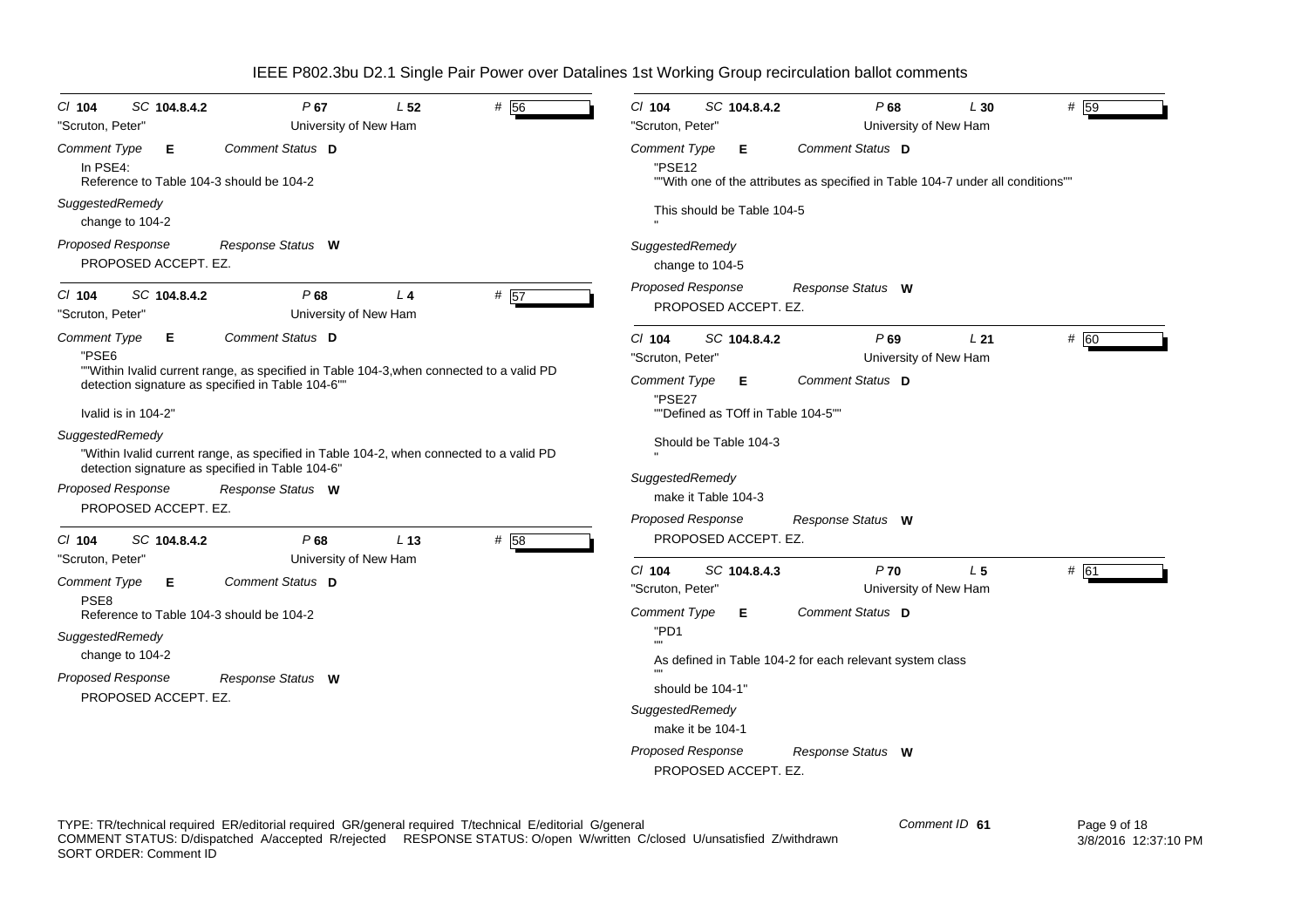| Cl 104 | SC 104.8.4.2 | P 67 | L 52 | # 56 |
|---|---|---|---|---|
| "Scruton, Peter" | | University of New Ham | | |

Comment Type **E** Comment Status **D**

In PSE4:
Reference to Table 104-3 should be 104-2

*SuggestedRemedy*
change to 104-2

*Proposed Response* Response Status **W**
PROPOSED ACCEPT. EZ.

| Cl 104 | SC 104.8.4.2 | P 68 | L 4 | # 57 |
|---|---|---|---|---|
| "Scruton, Peter" | | University of New Ham | | |

Comment Type **E** Comment Status **D**

"PSE6
""Within Ivalid current range, as specified in Table 104-3,when connected to a valid PD detection signature as specified in Table 104-6""

Ivalid is in 104-2"

*SuggestedRemedy*
"Within Ivalid current range, as specified in Table 104-2, when connected to a valid PD detection signature as specified in Table 104-6"

*Proposed Response* Response Status **W**
PROPOSED ACCEPT. EZ.

| Cl 104 | SC 104.8.4.2 | P 68 | L 13 | # 58 |
|---|---|---|---|---|
| "Scruton, Peter" | | University of New Ham | | |

Comment Type **E** Comment Status **D**

PSE8
Reference to Table 104-3 should be 104-2

*SuggestedRemedy*
change to 104-2

*Proposed Response* Response Status **W**
PROPOSED ACCEPT. EZ.

| Cl 104 | SC 104.8.4.2 | P 68 | L 30 | # 59 |
|---|---|---|---|---|
| "Scruton, Peter" | | University of New Ham | | |

Comment Type **E** Comment Status **D**

"PSE12
""With one of the attributes as specified in Table 104-7 under all conditions""

This should be Table 104-5
"

*SuggestedRemedy*
change to 104-5

*Proposed Response* Response Status **W**
PROPOSED ACCEPT. EZ.

| Cl 104 | SC 104.8.4.2 | P 69 | L 21 | # 60 |
|---|---|---|---|---|
| "Scruton, Peter" | | University of New Ham | | |

Comment Type **E** Comment Status **D**

"PSE27
""Defined as TOff in Table 104-5""

Should be Table 104-3
"

*SuggestedRemedy*
make it Table 104-3

*Proposed Response* Response Status **W**
PROPOSED ACCEPT. EZ.

| Cl 104 | SC 104.8.4.3 | P 70 | L 5 | # 61 |
|---|---|---|---|---|
| "Scruton, Peter" | | University of New Ham | | |

Comment Type **E** Comment Status **D**

"PD1
""
As defined in Table 104-2 for each relevant system class
""
should be 104-1"

*SuggestedRemedy*
make it be 104-1

*Proposed Response* Response Status **W**
PROPOSED ACCEPT. EZ.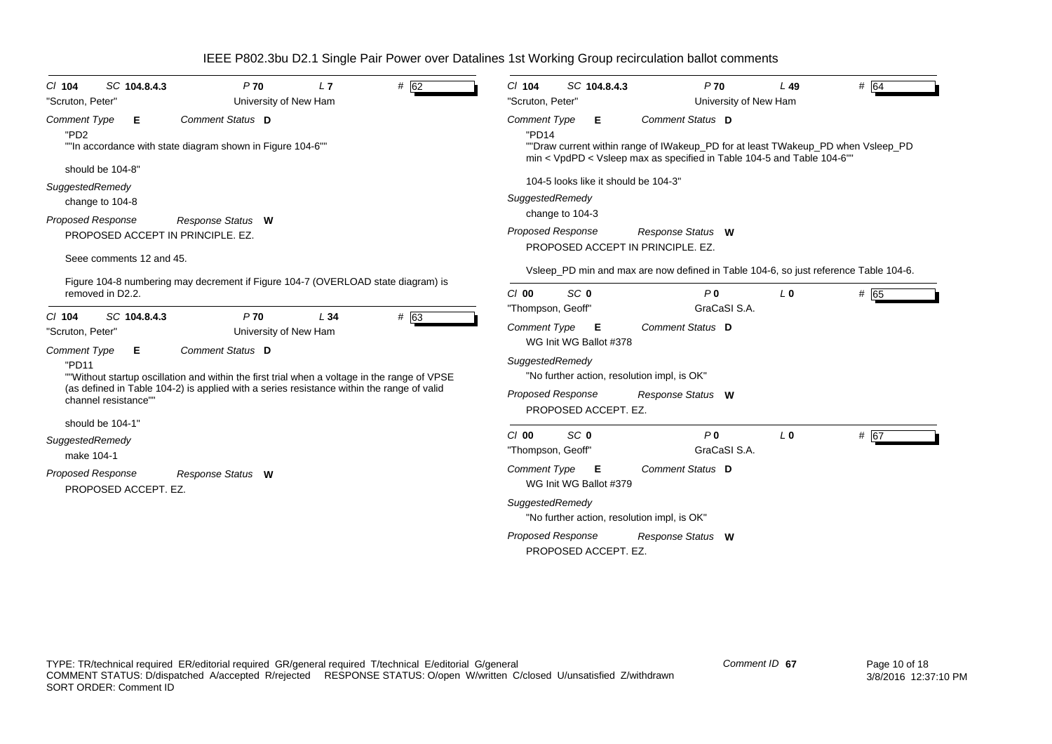| Cl 104 | SC 104.8.4.3 | P 70 | L 7 | # 62 |
|---|---|---|---|---|
| "Scruton, Peter" | | University of New Ham | | |

*Comment Type* **E** *Comment Status* **D**

"PD2
""In accordance with state diagram shown in Figure 104-6""

should be 104-8"

*SuggestedRemedy*

change to 104-8

*Proposed Response* *Response Status* **W**

PROPOSED ACCEPT IN PRINCIPLE. EZ.

Seee comments 12 and 45.

Figure 104-8 numbering may decrement if Figure 104-7 (OVERLOAD state diagram) is removed in D2.2.

---

| Cl 104 | SC 104.8.4.3 | P 70 | L 34 | # 63 |
|---|---|---|---|---|
| "Scruton, Peter" | | University of New Ham | | |

*Comment Type* **E** *Comment Status* **D**

"PD11
""Without startup oscillation and within the first trial when a voltage in the range of VPSE (as defined in Table 104-2) is applied with a series resistance within the range of valid channel resistance""

should be 104-1"

*SuggestedRemedy*

make 104-1

*Proposed Response* *Response Status* **W**

PROPOSED ACCEPT. EZ.

---

| Cl 104 | SC 104.8.4.3 | P 70 | L 49 | # 64 |
|---|---|---|---|---|
| "Scruton, Peter" | | University of New Ham | | |

*Comment Type* **E** *Comment Status* **D**

"PD14
""Draw current within range of IWakeup_PD for at least TWakeup_PD when Vsleep_PD min < VpdPD < Vsleep max as specified in Table 104-5 and Table 104-6""

104-5 looks like it should be 104-3"

*SuggestedRemedy*

change to 104-3

*Proposed Response* *Response Status* **W**

PROPOSED ACCEPT IN PRINCIPLE. EZ.

Vsleep_PD min and max are now defined in Table 104-6, so just reference Table 104-6.

---

| Cl 00 | SC 0 | P 0 | L 0 | # 65 |
|---|---|---|---|---|
| "Thompson, Geoff" | | GraCaSI S.A. | | |

*Comment Type* **E** *Comment Status* **D**

WG Init WG Ballot #378

*SuggestedRemedy*

"No further action, resolution impl, is OK"

*Proposed Response* *Response Status* **W**

PROPOSED ACCEPT. EZ.

---

| Cl 00 | SC 0 | P 0 | L 0 | # 67 |
|---|---|---|---|---|
| "Thompson, Geoff" | | GraCaSI S.A. | | |

*Comment Type* **E** *Comment Status* **D**

WG Init WG Ballot #379

*SuggestedRemedy*

"No further action, resolution impl, is OK"

*Proposed Response* *Response Status* **W**

PROPOSED ACCEPT. EZ.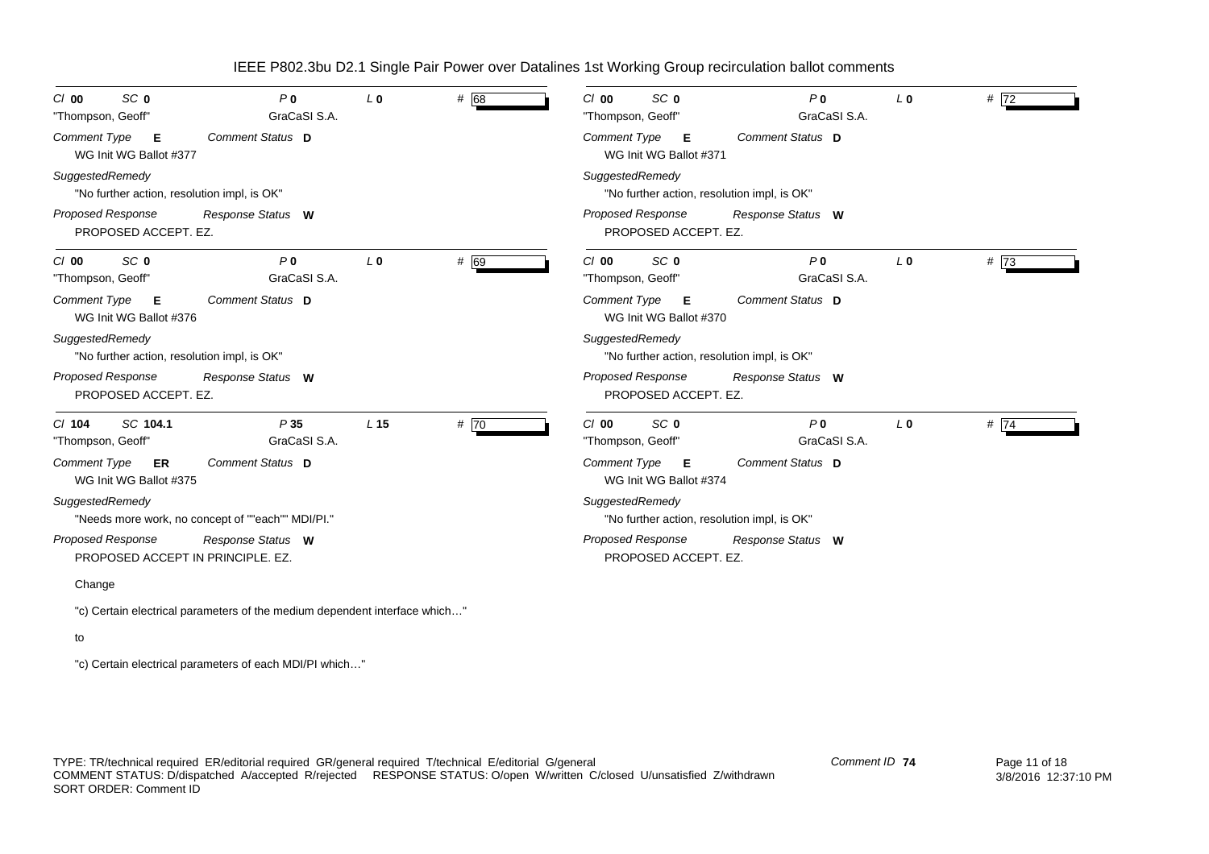| Cl | SC | P | L | # |
|---|---|---|---|---|
| 00 | 0 | 0 | 0 | 68 |

"Thompson, Geoff" GraCaSI S.A.

*Comment Type* **E** *Comment Status* **D**

WG Init WG Ballot #377

*SuggestedRemedy*

"No further action, resolution impl, is OK"

*Proposed Response* *Response Status* **W**

PROPOSED ACCEPT. EZ.

---

| Cl | SC | P | L | # |
|---|---|---|---|---|
| 00 | 0 | 0 | 0 | 69 |

"Thompson, Geoff" GraCaSI S.A.

*Comment Type* **E** *Comment Status* **D**

WG Init WG Ballot #376

*SuggestedRemedy*

"No further action, resolution impl, is OK"

*Proposed Response* *Response Status* **W**

PROPOSED ACCEPT. EZ.

---

| Cl | SC | P | L | # |
|---|---|---|---|---|
| 104 | 104.1 | 35 | 15 | 70 |

"Thompson, Geoff" GraCaSI S.A.

*Comment Type* **ER** *Comment Status* **D**

WG Init WG Ballot #375

*SuggestedRemedy*

"Needs more work, no concept of ""each"" MDI/PI."

*Proposed Response* *Response Status* **W**

PROPOSED ACCEPT IN PRINCIPLE. EZ.

Change

"c) Certain electrical parameters of the medium dependent interface which…"

to

"c) Certain electrical parameters of each MDI/PI which…"

---

| Cl | SC | P | L | # |
|---|---|---|---|---|
| 00 | 0 | 0 | 0 | 72 |

"Thompson, Geoff" GraCaSI S.A.

*Comment Type* **E** *Comment Status* **D**

WG Init WG Ballot #371

*SuggestedRemedy*

"No further action, resolution impl, is OK"

*Proposed Response* *Response Status* **W**

PROPOSED ACCEPT. EZ.

---

| Cl | SC | P | L | # |
|---|---|---|---|---|
| 00 | 0 | 0 | 0 | 73 |

"Thompson, Geoff" GraCaSI S.A.

*Comment Type* **E** *Comment Status* **D**

WG Init WG Ballot #370

*SuggestedRemedy*

"No further action, resolution impl, is OK"

*Proposed Response* *Response Status* **W**

PROPOSED ACCEPT. EZ.

---

| Cl | SC | P | L | # |
|---|---|---|---|---|
| 00 | 0 | 0 | 0 | 74 |

"Thompson, Geoff" GraCaSI S.A.

*Comment Type* **E** *Comment Status* **D**

WG Init WG Ballot #374

*SuggestedRemedy*

"No further action, resolution impl, is OK"

*Proposed Response* *Response Status* **W**

PROPOSED ACCEPT. EZ.

---

TYPE: TR/technical required ER/editorial required GR/general required T/technical E/editorial G/general
COMMENT STATUS: D/dispatched A/accepted R/rejected RESPONSE STATUS: O/open W/written C/closed U/unsatisfied Z/withdrawn
SORT ORDER: Comment ID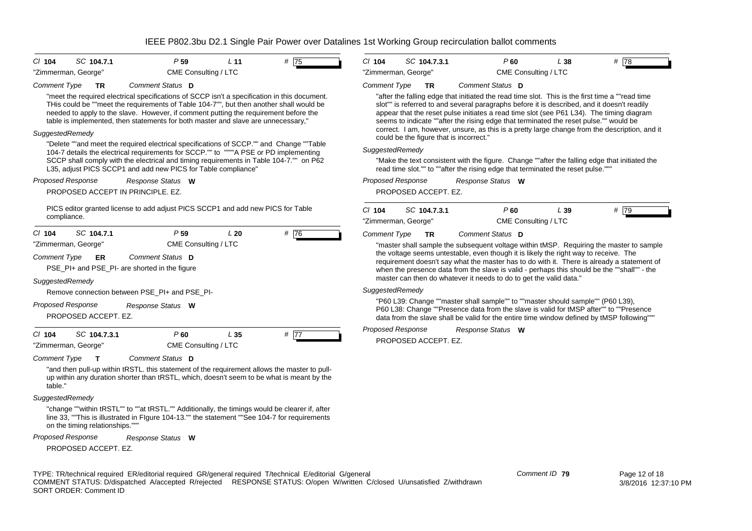# IEEE P802.3bu D2.1 Single Pair Power over Datalines 1st Working Group recirculation ballot comments

**Cl** 104 **SC** 104.7.1 **P** 59 **L** 11 **#** 75

"Zimmerman, George" CME Consulting / LTC

*Comment Type* **TR** *Comment Status* **D**

"meet the required electrical specifications of SCCP isn't a specification in this document. THis could be ""meet the requirements of Table 104-7"", but then another shall would be needed to apply to the slave. However, if comment putting the requirement before the table is implemented, then statements for both master and slave are unnecessary,"

*SuggestedRemedy*

"Delete ""and meet the required electrical specifications of SCCP."" and Change ""Table 104-7 details the electrical requirements for SCCP."" to """"A PSE or PD implementing SCCP shall comply with the electrical and timing requirements in Table 104-7."" on P62 L35, adjust PICS SCCP1 and add new PICS for Table compliance"

*Proposed Response* *Response Status* **W**

PROPOSED ACCEPT IN PRINCIPLE. EZ.

PICS editor granted license to add adjust PICS SCCP1 and add new PICS for Table compliance.

---

**Cl** 104 **SC** 104.7.1 **P** 59 **L** 20 **#** 76

"Zimmerman, George" CME Consulting / LTC

*Comment Type* **ER** *Comment Status* **D**

PSE_PI+ and PSE_PI- are shorted in the figure

*SuggestedRemedy*

Remove connection between PSE_PI+ and PSE_PI-

*Proposed Response* *Response Status* **W**

PROPOSED ACCEPT. EZ.

---

**Cl** 104 **SC** 104.7.3.1 **P** 60 **L** 35 **#** 77

"Zimmerman, George" CME Consulting / LTC

*Comment Type* **T** *Comment Status* **D**

"and then pull-up within tRSTL. this statement of the requirement allows the master to pull-up within any duration shorter than tRSTL, which, doesn't seem to be what is meant by the table."

*SuggestedRemedy*

"change ""within tRSTL"" to ""at tRSTL."" Additionally, the timings would be clearer if, after line 33, ""This is illustrated in FIgure 104-13."" the statement ""See 104-7 for requirements on the timing relationships."""

*Proposed Response* *Response Status* **W**

PROPOSED ACCEPT. EZ.

---

**Cl** 104 **SC** 104.7.3.1 **P** 60 **L** 38 **#** 78

"Zimmerman, George" CME Consulting / LTC

*Comment Type* **TR** *Comment Status* **D**

"after the falling edge that initiated the read time slot. This is the first time a ""read time slot"" is referred to and several paragraphs before it is described, and it doesn't readily appear that the reset pulse initiates a read time slot (see P61 L34). The timing diagram seems to indicate ""after the rising edge that terminated the reset pulse."" would be correct. I am, however, unsure, as this is a pretty large change from the description, and it could be the figure that is incorrect."

*SuggestedRemedy*

"Make the text consistent with the figure. Change ""after the falling edge that initiated the read time slot."" to ""after the rising edge that terminated the reset pulse."""

*Proposed Response* *Response Status* **W**

PROPOSED ACCEPT. EZ.

---

**Cl** 104 **SC** 104.7.3.1 **P** 60 **L** 39 **#** 79

"Zimmerman, George" CME Consulting / LTC

*Comment Type* **TR** *Comment Status* **D**

"master shall sample the subsequent voltage within tMSP. Requiring the master to sample the voltage seems untestable, even though it is likely the right way to receive. The requirement doesn't say what the master has to do with it. There is already a statement of when the presence data from the slave is valid - perhaps this should be the ""shall"" - the master can then do whatever it needs to do to get the valid data."

*SuggestedRemedy*

"P60 L39: Change ""master shall sample"" to ""master should sample"" (P60 L39), P60 L38: Change ""Presence data from the slave is valid for tMSP after"" to ""Presence data from the slave shall be valid for the entire time window defined by tMSP following"""

*Proposed Response* *Response Status* **W**

PROPOSED ACCEPT. EZ.

---

TYPE: TR/technical required ER/editorial required GR/general required T/technical E/editorial G/general
COMMENT STATUS: D/dispatched A/accepted R/rejected RESPONSE STATUS: O/open W/written C/closed U/unsatisfied Z/withdrawn
SORT ORDER: Comment ID

Comment ID **79**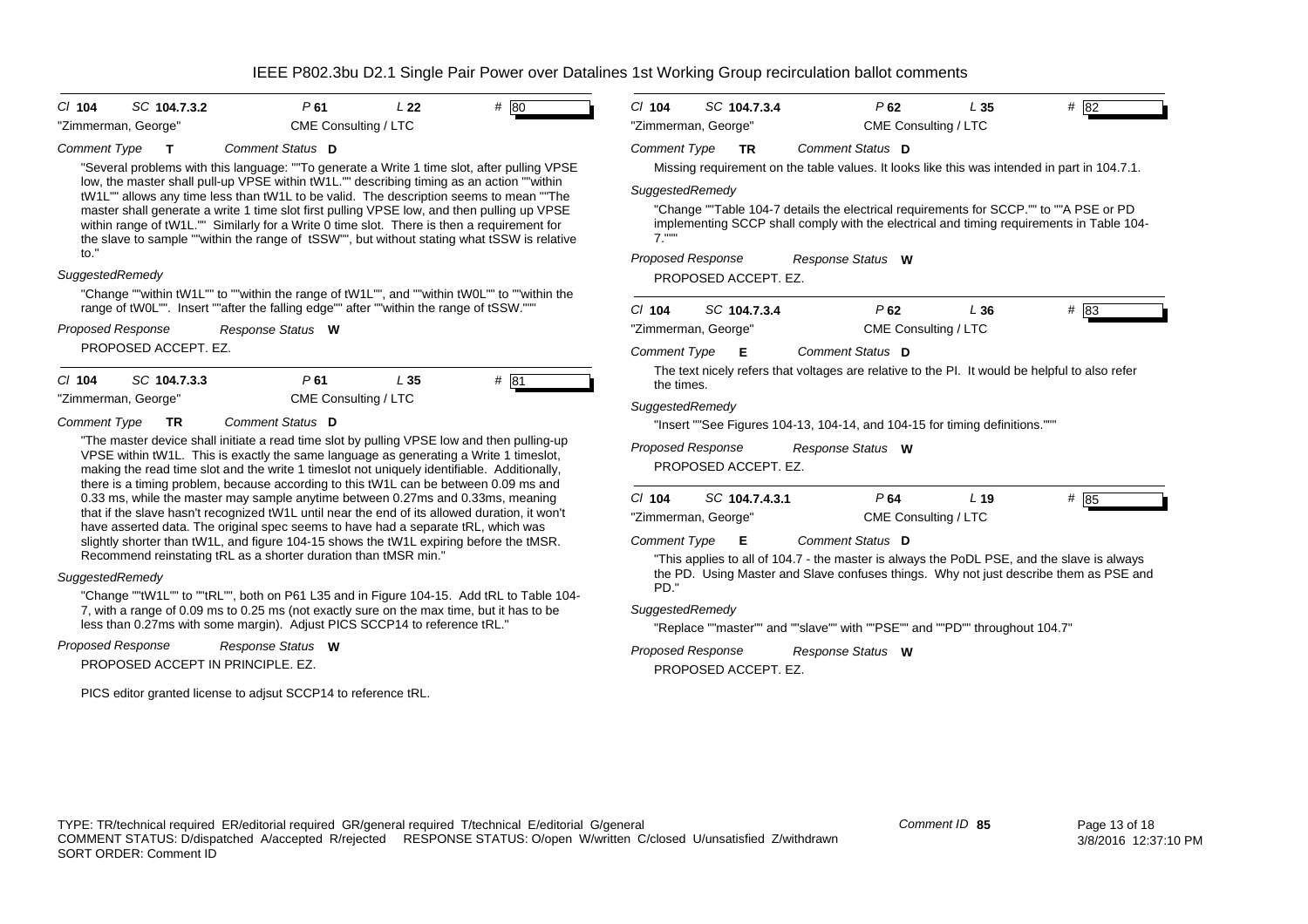| Cl **104** | SC **104.7.3.2** | P **61** | L **22** | # **80** |
|---|---|---|---|---|

"Zimmerman, George" — CME Consulting / LTC

*Comment Type* **T** — *Comment Status* **D**

"Several problems with this language: ""To generate a Write 1 time slot, after pulling VPSE low, the master shall pull-up VPSE within tW1L."" describing timing as an action ""within tW1L"" allows any time less than tW1L to be valid. The description seems to mean ""The master shall generate a write 1 time slot first pulling VPSE low, and then pulling up VPSE within range of tW1L."" Similarly for a Write 0 time slot. There is then a requirement for the slave to sample ""within the range of tSSW"", but without stating what tSSW is relative to."

*SuggestedRemedy*

"Change ""within tW1L"" to ""within the range of tW1L"", and ""within tW0L"" to ""within the range of tW0L"". Insert ""after the falling edge"" after ""within the range of tSSW."""

*Proposed Response* — *Response Status* **W**

PROPOSED ACCEPT. EZ.

---

| Cl **104** | SC **104.7.3.3** | P **61** | L **35** | # **81** |
|---|---|---|---|---|

"Zimmerman, George" — CME Consulting / LTC

*Comment Type* **TR** — *Comment Status* **D**

"The master device shall initiate a read time slot by pulling VPSE low and then pulling-up VPSE within tW1L. This is exactly the same language as generating a Write 1 timeslot, making the read time slot and the write 1 timeslot not uniquely identifiable. Additionally, there is a timing problem, because according to this tW1L can be between 0.09 ms and 0.33 ms, while the master may sample anytime between 0.27ms and 0.33ms, meaning that if the slave hasn't recognized tW1L until near the end of its allowed duration, it won't have asserted data. The original spec seems to have had a separate tRL, which was slightly shorter than tW1L, and figure 104-15 shows the tW1L expiring before the tMSR. Recommend reinstating tRL as a shorter duration than tMSR min."

*SuggestedRemedy*

"Change ""tW1L"" to ""tRL"", both on P61 L35 and in Figure 104-15. Add tRL to Table 104-7, with a range of 0.09 ms to 0.25 ms (not exactly sure on the max time, but it has to be less than 0.27ms with some margin). Adjust PICS SCCP14 to reference tRL."

*Proposed Response* — *Response Status* **W**

PROPOSED ACCEPT IN PRINCIPLE. EZ.

PICS editor granted license to adjsut SCCP14 to reference tRL.

---

| Cl **104** | SC **104.7.3.4** | P **62** | L **35** | # **82** |
|---|---|---|---|---|

"Zimmerman, George" — CME Consulting / LTC

*Comment Type* **TR** — *Comment Status* **D**

Missing requirement on the table values. It looks like this was intended in part in 104.7.1.

*SuggestedRemedy*

"Change ""Table 104-7 details the electrical requirements for SCCP."" to ""A PSE or PD implementing SCCP shall comply with the electrical and timing requirements in Table 104-7."""

*Proposed Response* — *Response Status* **W**

PROPOSED ACCEPT. EZ.

---

| Cl **104** | SC **104.7.3.4** | P **62** | L **36** | # **83** |
|---|---|---|---|---|

"Zimmerman, George" — CME Consulting / LTC

*Comment Type* **E** — *Comment Status* **D**

The text nicely refers that voltages are relative to the PI. It would be helpful to also refer the times.

*SuggestedRemedy*

"Insert ""See Figures 104-13, 104-14, and 104-15 for timing definitions."""

*Proposed Response* — *Response Status* **W**

PROPOSED ACCEPT. EZ.

---

| Cl **104** | SC **104.7.4.3.1** | P **64** | L **19** | # **85** |
|---|---|---|---|---|

"Zimmerman, George" — CME Consulting / LTC

*Comment Type* **E** — *Comment Status* **D**

"This applies to all of 104.7 - the master is always the PoDL PSE, and the slave is always the PD. Using Master and Slave confuses things. Why not just describe them as PSE and PD."

*SuggestedRemedy*

"Replace ""master"" and ""slave"" with ""PSE"" and ""PD"" throughout 104.7"

*Proposed Response* — *Response Status* **W**

PROPOSED ACCEPT. EZ.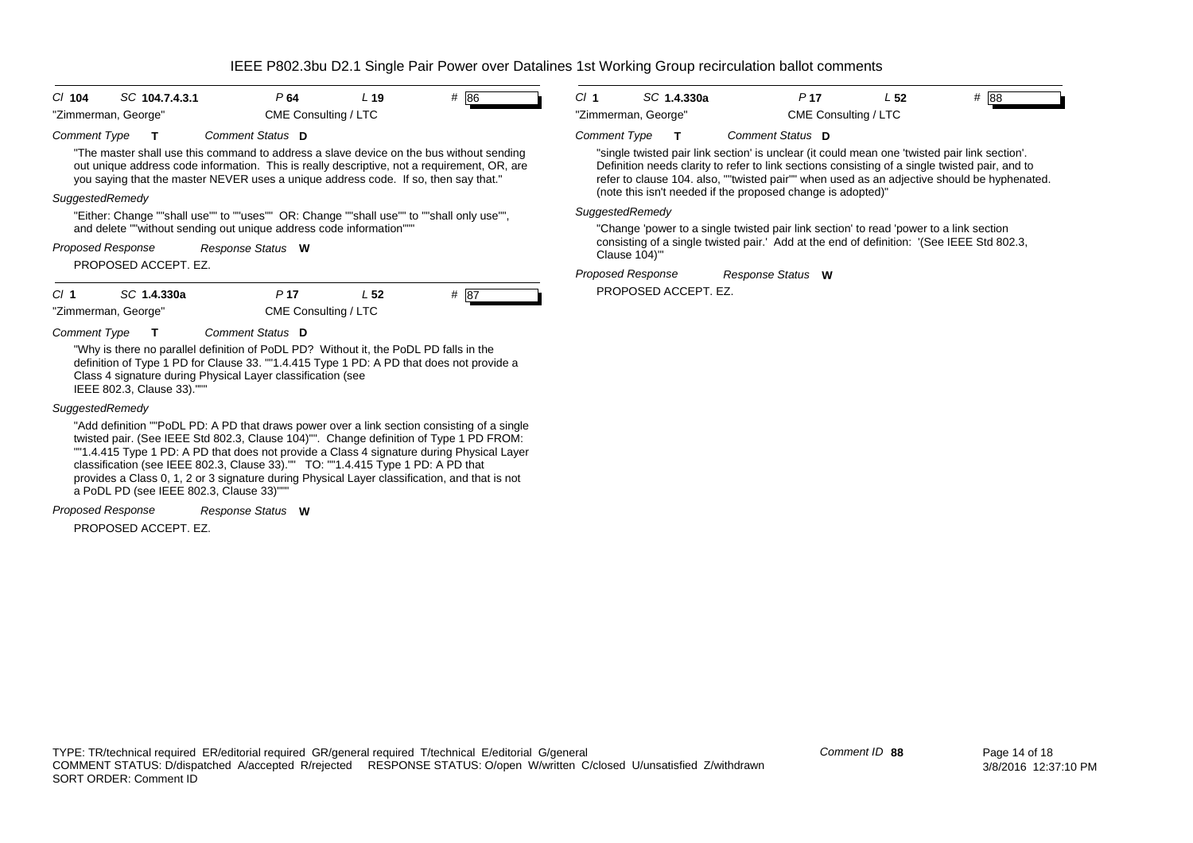# IEEE P802.3bu D2.1 Single Pair Power over Datalines 1st Working Group recirculation ballot comments

**Cl** 104 **SC** 104.7.4.3.1 **P** 64 **L** 19 **#** 86

"Zimmerman, George" CME Consulting / LTC

*Comment Type* **T** *Comment Status* **D**

"The master shall use this command to address a slave device on the bus without sending out unique address code information. This is really descriptive, not a requirement, OR, are you saying that the master NEVER uses a unique address code. If so, then say that."

*SuggestedRemedy*

"Either: Change ""shall use"" to ""uses"" OR: Change ""shall use"" to ""shall only use"", and delete ""without sending out unique address code information"""

*Proposed Response* *Response Status* **W**

PROPOSED ACCEPT. EZ.

---

**Cl** 1 **SC** 1.4.330a **P** 17 **L** 52 **#** 87

"Zimmerman, George" CME Consulting / LTC

*Comment Type* **T** *Comment Status* **D**

"Why is there no parallel definition of PoDL PD? Without it, the PoDL PD falls in the definition of Type 1 PD for Clause 33. ""1.4.415 Type 1 PD: A PD that does not provide a Class 4 signature during Physical Layer classification (see IEEE 802.3, Clause 33)."""

*SuggestedRemedy*

"Add definition ""PoDL PD: A PD that draws power over a link section consisting of a single twisted pair. (See IEEE Std 802.3, Clause 104)"". Change definition of Type 1 PD FROM: ""1.4.415 Type 1 PD: A PD that does not provide a Class 4 signature during Physical Layer classification (see IEEE 802.3, Clause 33)."" TO: ""1.4.415 Type 1 PD: A PD that provides a Class 0, 1, 2 or 3 signature during Physical Layer classification, and that is not a PoDL PD (see IEEE 802.3, Clause 33)"""

*Proposed Response* *Response Status* **W**

PROPOSED ACCEPT. EZ.

---

**Cl** 1 **SC** 1.4.330a **P** 17 **L** 52 **#** 88

"Zimmerman, George" CME Consulting / LTC

*Comment Type* **T** *Comment Status* **D**

"single twisted pair link section' is unclear (it could mean one 'twisted pair link section'. Definition needs clarity to refer to link sections consisting of a single twisted pair, and to refer to clause 104. also, ""twisted pair"" when used as an adjective should be hyphenated. (note this isn't needed if the proposed change is adopted)"

*SuggestedRemedy*

"Change 'power to a single twisted pair link section' to read 'power to a link section consisting of a single twisted pair.' Add at the end of definition: '(See IEEE Std 802.3, Clause 104)'"

*Proposed Response* *Response Status* **W**

PROPOSED ACCEPT. EZ.

---

TYPE: TR/technical required ER/editorial required GR/general required T/technical E/editorial G/general
COMMENT STATUS: D/dispatched A/accepted R/rejected RESPONSE STATUS: O/open W/written C/closed U/unsatisfied Z/withdrawn
SORT ORDER: Comment ID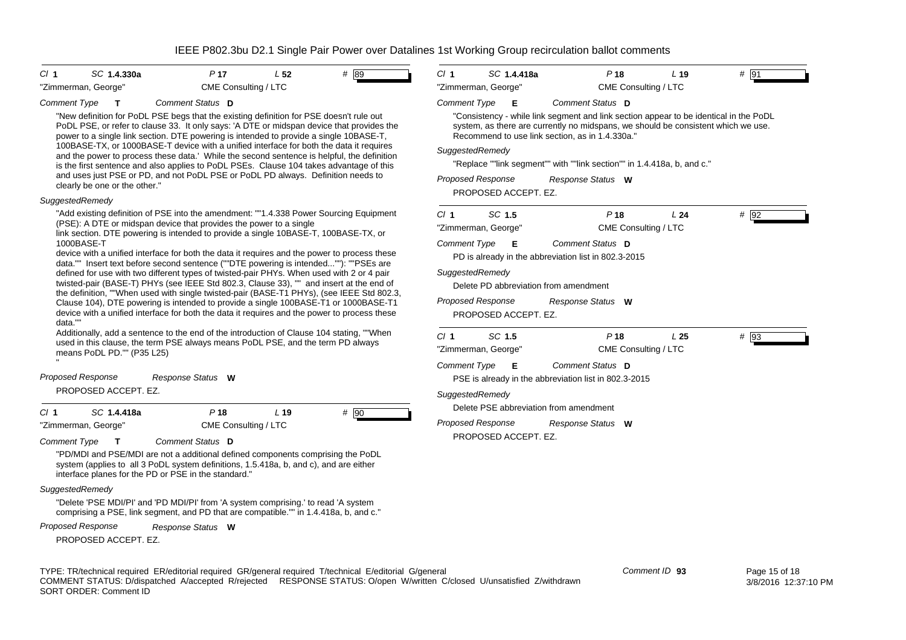IEEE P802.3bu D2.1 Single Pair Power over Datalines 1st Working Group recirculation ballot comments

---

**Cl** 1 **SC** 1.4.330a **P** 17 **L** 52 **#** 89

"Zimmerman, George" CME Consulting / LTC

*Comment Type* **T** *Comment Status* **D**

"New definition for PoDL PSE begs that the existing definition for PSE doesn't rule out PoDL PSE, or refer to clause 33. It only says: 'A DTE or midspan device that provides the power to a single link section. DTE powering is intended to provide a single 10BASE-T, 100BASE-TX, or 1000BASE-T device with a unified interface for both the data it requires and the power to process these data.' While the second sentence is helpful, the definition is the first sentence and also applies to PoDL PSEs. Clause 104 takes advantage of this and uses just PSE or PD, and not PoDL PSE or PoDL PD always. Definition needs to clearly be one or the other."

*SuggestedRemedy*

"Add existing definition of PSE into the amendment: ""1.4.338 Power Sourcing Equipment (PSE): A DTE or midspan device that provides the power to a single link section. DTE powering is intended to provide a single 10BASE-T, 100BASE-TX, or 1000BASE-T device with a unified interface for both the data it requires and the power to process these data."" Insert text before second sentence (""DTE powering is intended...""): ""PSEs are defined for use with two different types of twisted-pair PHYs. When used with 2 or 4 pair twisted-pair (BASE-T) PHYs (see IEEE Std 802.3, Clause 33), "" and insert at the end of the definition, ""When used with single twisted-pair (BASE-T1 PHYs), (see IEEE Std 802.3, Clause 104), DTE powering is intended to provide a single 100BASE-T1 or 1000BASE-T1 device with a unified interface for both the data it requires and the power to process these data.""
Additionally, add a sentence to the end of the introduction of Clause 104 stating, ""When used in this clause, the term PSE always means PoDL PSE, and the term PD always means PoDL PD."" (P35 L25)
"

*Proposed Response* *Response Status* **W**

PROPOSED ACCEPT. EZ.

---

**Cl** 1 **SC** 1.4.418a **P** 18 **L** 19 **#** 90

"Zimmerman, George" CME Consulting / LTC

*Comment Type* **T** *Comment Status* **D**

"PD/MDI and PSE/MDI are not a additional defined components comprising the PoDL system (applies to all 3 PoDL system definitions, 1.5.418a, b, and c), and are either interface planes for the PD or PSE in the standard."

*SuggestedRemedy*

"Delete 'PSE MDI/PI' and 'PD MDI/PI' from 'A system comprising.' to read 'A system comprising a PSE, link segment, and PD that are compatible."" in 1.4.418a, b, and c."

*Proposed Response* *Response Status* **W**

PROPOSED ACCEPT. EZ.

---

**Cl** 1 **SC** 1.4.418a **P** 18 **L** 19 **#** 91

"Zimmerman, George" CME Consulting / LTC

*Comment Type* **E** *Comment Status* **D**

"Consistency - while link segment and link section appear to be identical in the PoDL system, as there are currently no midspans, we should be consistent which we use. Recommend to use link section, as in 1.4.330a."

*SuggestedRemedy*

"Replace ""link segment"" with ""link section"" in 1.4.418a, b, and c."

*Proposed Response* *Response Status* **W**

PROPOSED ACCEPT. EZ.

---

**Cl** 1 **SC** 1.5 **P** 18 **L** 24 **#** 92

"Zimmerman, George" CME Consulting / LTC

*Comment Type* **E** *Comment Status* **D**

PD is already in the abbreviation list in 802.3-2015

*SuggestedRemedy*

Delete PD abbreviation from amendment

*Proposed Response* *Response Status* **W**

PROPOSED ACCEPT. EZ.

---

**Cl** 1 **SC** 1.5 **P** 18 **L** 25 **#** 93

"Zimmerman, George" CME Consulting / LTC

*Comment Type* **E** *Comment Status* **D**

PSE is already in the abbreviation list in 802.3-2015

*SuggestedRemedy*

Delete PSE abbreviation from amendment

*Proposed Response* *Response Status* **W**

PROPOSED ACCEPT. EZ.

---

TYPE: TR/technical required ER/editorial required GR/general required T/technical E/editorial G/general
COMMENT STATUS: D/dispatched A/accepted R/rejected RESPONSE STATUS: O/open W/written C/closed U/unsatisfied Z/withdrawn
SORT ORDER: Comment ID

Comment ID 93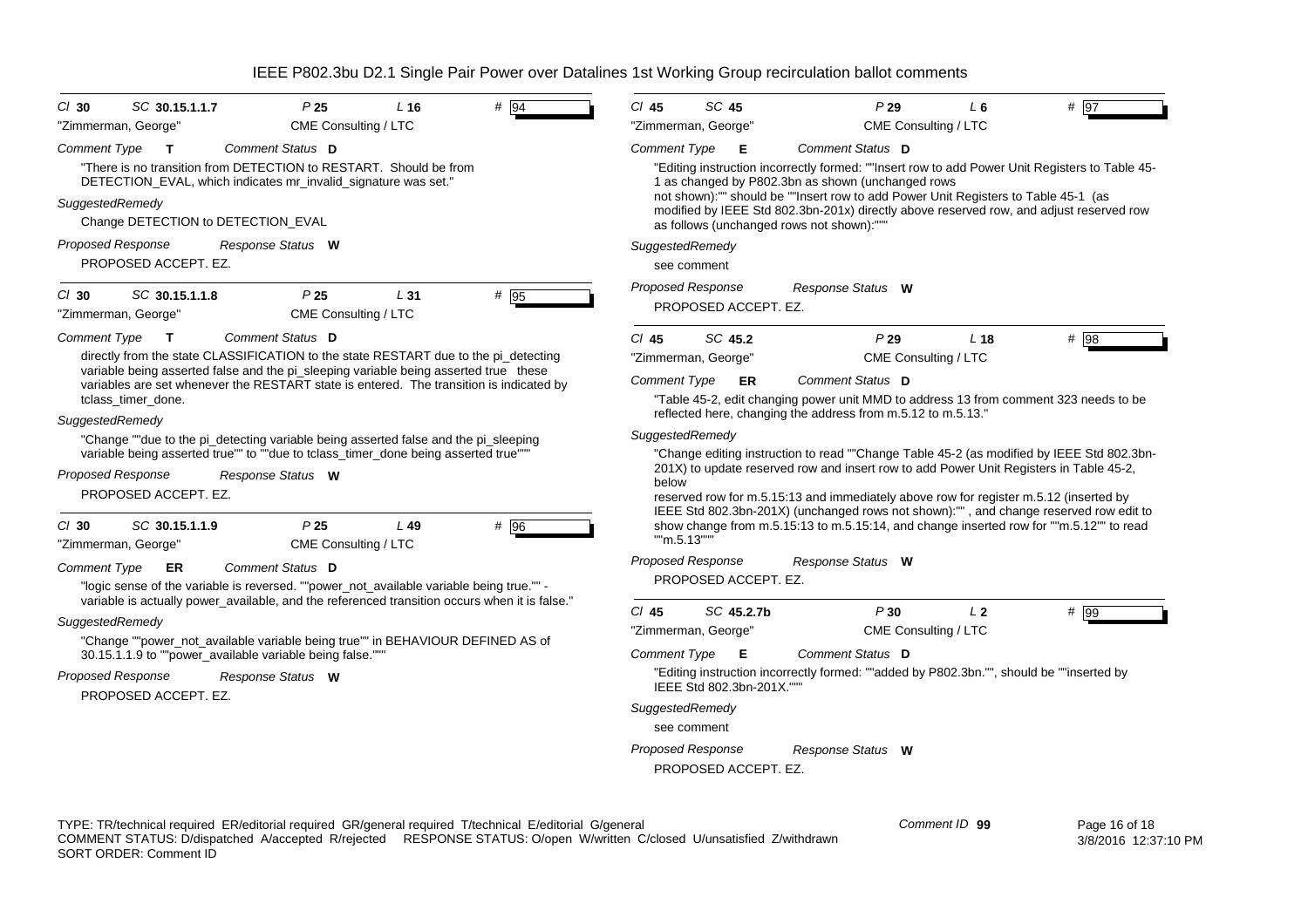IEEE P802.3bu D2.1 Single Pair Power over Datalines 1st Working Group recirculation ballot comments

---

**Cl** 30 **SC** 30.15.1.1.7 **P** 25 **L** 16 **#** 94

"Zimmerman, George" CME Consulting / LTC

**Comment Type** T **Comment Status** D

"There is no transition from DETECTION to RESTART. Should be from DETECTION_EVAL, which indicates mr_invalid_signature was set."

*SuggestedRemedy*

Change DETECTION to DETECTION_EVAL

*Proposed Response* *Response Status* W

PROPOSED ACCEPT. EZ.

---

**Cl** 30 **SC** 30.15.1.1.8 **P** 25 **L** 31 **#** 95

"Zimmerman, George" CME Consulting / LTC

**Comment Type** T **Comment Status** D

directly from the state CLASSIFICATION to the state RESTART due to the pi_detecting variable being asserted false and the pi_sleeping variable being asserted true these variables are set whenever the RESTART state is entered. The transition is indicated by tclass_timer_done.

*SuggestedRemedy*

"Change ""due to the pi_detecting variable being asserted false and the pi_sleeping variable being asserted true"" to ""due to tclass_timer_done being asserted true"""

*Proposed Response* *Response Status* W

PROPOSED ACCEPT. EZ.

---

**Cl** 30 **SC** 30.15.1.1.9 **P** 25 **L** 49 **#** 96

"Zimmerman, George" CME Consulting / LTC

**Comment Type** ER **Comment Status** D

"logic sense of the variable is reversed. ""power_not_available variable being true."" - variable is actually power_available, and the referenced transition occurs when it is false."

*SuggestedRemedy*

"Change ""power_not_available variable being true"" in BEHAVIOUR DEFINED AS of 30.15.1.1.9 to ""power_available variable being false."""

*Proposed Response* *Response Status* W

PROPOSED ACCEPT. EZ.

---

**Cl** 45 **SC** 45 **P** 29 **L** 6 **#** 97

"Zimmerman, George" CME Consulting / LTC

**Comment Type** E **Comment Status** D

"Editing instruction incorrectly formed: ""Insert row to add Power Unit Registers to Table 45-1 as changed by P802.3bn as shown (unchanged rows not shown):"" should be ""Insert row to add Power Unit Registers to Table 45-1 (as modified by IEEE Std 802.3bn-201x) directly above reserved row, and adjust reserved row as follows (unchanged rows not shown):"""

*SuggestedRemedy*

see comment

*Proposed Response* *Response Status* W

PROPOSED ACCEPT. EZ.

---

**Cl** 45 **SC** 45.2 **P** 29 **L** 18 **#** 98

"Zimmerman, George" CME Consulting / LTC

**Comment Type** ER **Comment Status** D

"Table 45-2, edit changing power unit MMD to address 13 from comment 323 needs to be reflected here, changing the address from m.5.12 to m.5.13."

*SuggestedRemedy*

"Change editing instruction to read ""Change Table 45-2 (as modified by IEEE Std 802.3bn-201X) to update reserved row and insert row to add Power Unit Registers in Table 45-2, below reserved row for m.5.15:13 and immediately above row for register m.5.12 (inserted by IEEE Std 802.3bn-201X) (unchanged rows not shown):"" , and change reserved row edit to show change from m.5.15:13 to m.5.15:14, and change inserted row for ""m.5.12"" to read ""m.5.13"""

*Proposed Response* *Response Status* W

PROPOSED ACCEPT. EZ.

---

**Cl** 45 **SC** 45.2.7b **P** 30 **L** 2 **#** 99

"Zimmerman, George" CME Consulting / LTC

**Comment Type** E **Comment Status** D

"Editing instruction incorrectly formed: ""added by P802.3bn."", should be ""inserted by IEEE Std 802.3bn-201X."""

*SuggestedRemedy*

see comment

*Proposed Response* *Response Status* W

PROPOSED ACCEPT. EZ.

---

TYPE: TR/technical required ER/editorial required GR/general required T/technical E/editorial G/general
COMMENT STATUS: D/dispatched A/accepted R/rejected RESPONSE STATUS: O/open W/written C/closed U/unsatisfied Z/withdrawn
SORT ORDER: Comment ID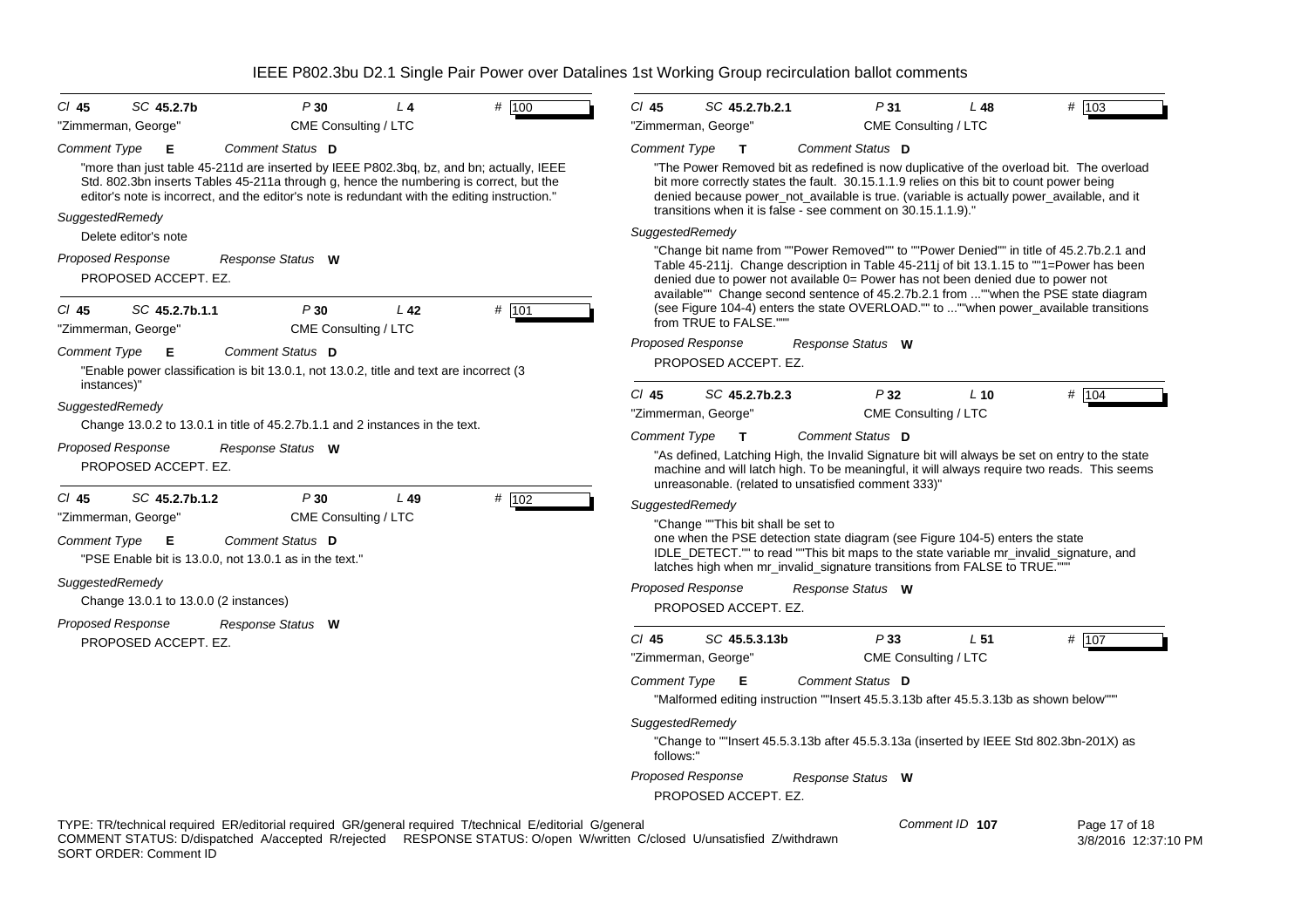| | | | | |
|---|---|---|---|---|
| Cl **45** | SC **45.2.7b** | P **30** | L **4** | # 100 |

"Zimmerman, George" — CME Consulting / LTC

*Comment Type* **E** — *Comment Status* **D**

"more than just table 45-211d are inserted by IEEE P802.3bq, bz, and bn; actually, IEEE Std. 802.3bn inserts Tables 45-211a through g, hence the numbering is correct, but the editor's note is incorrect, and the editor's note is redundant with the editing instruction."

*SuggestedRemedy*

Delete editor's note

*Proposed Response* — *Response Status* **W**

PROPOSED ACCEPT. EZ.

---

| | | | | |
|---|---|---|---|---|
| Cl **45** | SC **45.2.7b.1.1** | P **30** | L **42** | # 101 |

"Zimmerman, George" — CME Consulting / LTC

*Comment Type* **E** — *Comment Status* **D**

"Enable power classification is bit 13.0.1, not 13.0.2, title and text are incorrect (3 instances)"

*SuggestedRemedy*

Change 13.0.2 to 13.0.1 in title of 45.2.7b.1.1 and 2 instances in the text.

*Proposed Response* — *Response Status* **W**

PROPOSED ACCEPT. EZ.

---

| | | | | |
|---|---|---|---|---|
| Cl **45** | SC **45.2.7b.1.2** | P **30** | L **49** | # 102 |

"Zimmerman, George" — CME Consulting / LTC

*Comment Type* **E** — *Comment Status* **D**

"PSE Enable bit is 13.0.0, not 13.0.1 as in the text."

*SuggestedRemedy*

Change 13.0.1 to 13.0.0 (2 instances)

*Proposed Response* — *Response Status* **W**

PROPOSED ACCEPT. EZ.

---

| | | | | |
|---|---|---|---|---|
| Cl **45** | SC **45.2.7b.2.1** | P **31** | L **48** | # 103 |

"Zimmerman, George" — CME Consulting / LTC

*Comment Type* **T** — *Comment Status* **D**

"The Power Removed bit as redefined is now duplicative of the overload bit. The overload bit more correctly states the fault. 30.15.1.1.9 relies on this bit to count power being denied because power_not_available is true. (variable is actually power_available, and it transitions when it is false - see comment on 30.15.1.1.9)."

*SuggestedRemedy*

"Change bit name from ""Power Removed"" to ""Power Denied"" in title of 45.2.7b.2.1 and Table 45-211j. Change description in Table 45-211j of bit 13.1.15 to ""1=Power has been denied due to power not available 0= Power has not been denied due to power not available"" Change second sentence of 45.2.7b.2.1 from ...""when the PSE state diagram (see Figure 104-4) enters the state OVERLOAD."" to ...""when power_available transitions from TRUE to FALSE."""

*Proposed Response* — *Response Status* **W**

PROPOSED ACCEPT. EZ.

---

| | | | | |
|---|---|---|---|---|
| Cl **45** | SC **45.2.7b.2.3** | P **32** | L **10** | # 104 |

"Zimmerman, George" — CME Consulting / LTC

*Comment Type* **T** — *Comment Status* **D**

"As defined, Latching High, the Invalid Signature bit will always be set on entry to the state machine and will latch high. To be meaningful, it will always require two reads. This seems unreasonable. (related to unsatisfied comment 333)"

*SuggestedRemedy*

"Change ""This bit shall be set to one when the PSE detection state diagram (see Figure 104-5) enters the state IDLE_DETECT."" to read ""This bit maps to the state variable mr_invalid_signature, and latches high when mr_invalid_signature transitions from FALSE to TRUE."""

*Proposed Response* — *Response Status* **W**

PROPOSED ACCEPT. EZ.

---

| | | | | |
|---|---|---|---|---|
| Cl **45** | SC **45.5.3.13b** | P **33** | L **51** | # 107 |

"Zimmerman, George" — CME Consulting / LTC

*Comment Type* **E** — *Comment Status* **D**

"Malformed editing instruction ""Insert 45.5.3.13b after 45.5.3.13b as shown below"""

*SuggestedRemedy*

"Change to ""Insert 45.5.3.13b after 45.5.3.13a (inserted by IEEE Std 802.3bn-201X) as follows:"

*Proposed Response* — *Response Status* **W**

PROPOSED ACCEPT. EZ.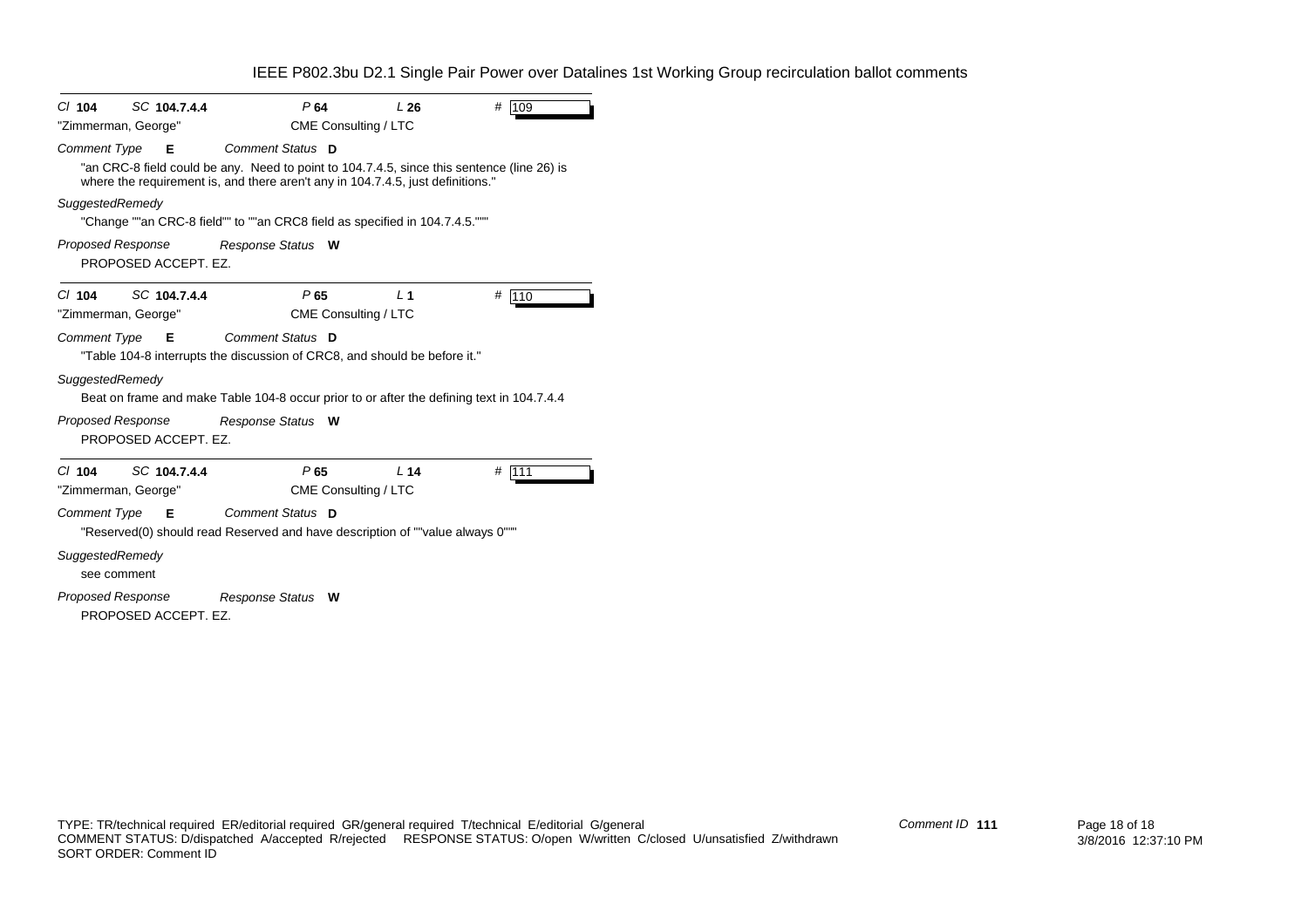| Cl 104 | SC 104.7.4.4 | P 64 | L 26 | # 109 |
|---|---|---|---|---|

"Zimmerman, George" CME Consulting / LTC

*Comment Type* **E** *Comment Status* **D**

"an CRC-8 field could be any. Need to point to 104.7.4.5, since this sentence (line 26) is where the requirement is, and there aren't any in 104.7.4.5, just definitions."

*SuggestedRemedy*

"Change ""an CRC-8 field"" to ""an CRC8 field as specified in 104.7.4.5."""

*Proposed Response* *Response Status* **W**

PROPOSED ACCEPT. EZ.

---

| Cl 104 | SC 104.7.4.4 | P 65 | L 1 | # 110 |
|---|---|---|---|---|

"Zimmerman, George" CME Consulting / LTC

*Comment Type* **E** *Comment Status* **D**

"Table 104-8 interrupts the discussion of CRC8, and should be before it."

*SuggestedRemedy*

Beat on frame and make Table 104-8 occur prior to or after the defining text in 104.7.4.4

*Proposed Response* *Response Status* **W**

PROPOSED ACCEPT. EZ.

---

| Cl 104 | SC 104.7.4.4 | P 65 | L 14 | # 111 |
|---|---|---|---|---|

"Zimmerman, George" CME Consulting / LTC

*Comment Type* **E** *Comment Status* **D**

"Reserved(0) should read Reserved and have description of ""value always 0"""

*SuggestedRemedy*

see comment

*Proposed Response* *Response Status* **W**

PROPOSED ACCEPT. EZ.

---

TYPE: TR/technical required ER/editorial required GR/general required T/technical E/editorial G/general
COMMENT STATUS: D/dispatched A/accepted R/rejected RESPONSE STATUS: O/open W/written C/closed U/unsatisfied Z/withdrawn
SORT ORDER: Comment ID